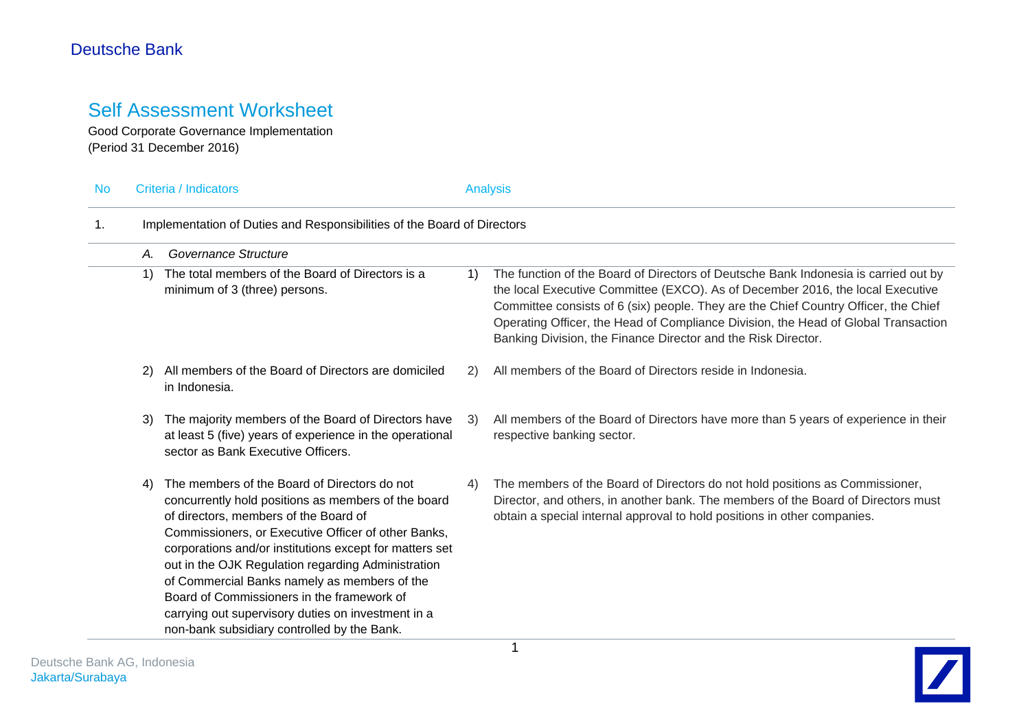Deutsche Bank

# Self Assessment Worksheet

Good Corporate Governance Implementation
(Period 31 December 2016)

| No | Criteria / Indicators | Analysis |
|---|---|---|
| 1. | Implementation of Duties and Responsibilities of the Board of Directors | |
| | *A. Governance Structure* | |
| | 1) The total members of the Board of Directors is a minimum of 3 (three) persons. | 1) The function of the Board of Directors of Deutsche Bank Indonesia is carried out by the local Executive Committee (EXCO). As of December 2016, the local Executive Committee consists of 6 (six) people. They are the Chief Country Officer, the Chief Operating Officer, the Head of Compliance Division, the Head of Global Transaction Banking Division, the Finance Director and the Risk Director. |
| | 2) All members of the Board of Directors are domiciled in Indonesia. | 2) All members of the Board of Directors reside in Indonesia. |
| | 3) The majority members of the Board of Directors have at least 5 (five) years of experience in the operational sector as Bank Executive Officers. | 3) All members of the Board of Directors have more than 5 years of experience in their respective banking sector. |
| | 4) The members of the Board of Directors do not concurrently hold positions as members of the board of directors, members of the Board of Commissioners, or Executive Officer of other Banks, corporations and/or institutions except for matters set out in the OJK Regulation regarding Administration of Commercial Banks namely as members of the Board of Commissioners in the framework of carrying out supervisory duties on investment in a non-bank subsidiary controlled by the Bank. | 4) The members of the Board of Directors do not hold positions as Commissioner, Director, and others, in another bank. The members of the Board of Directors must obtain a special internal approval to hold positions in other companies. |

Deutsche Bank AG, Indonesia
Jakarta/Surabaya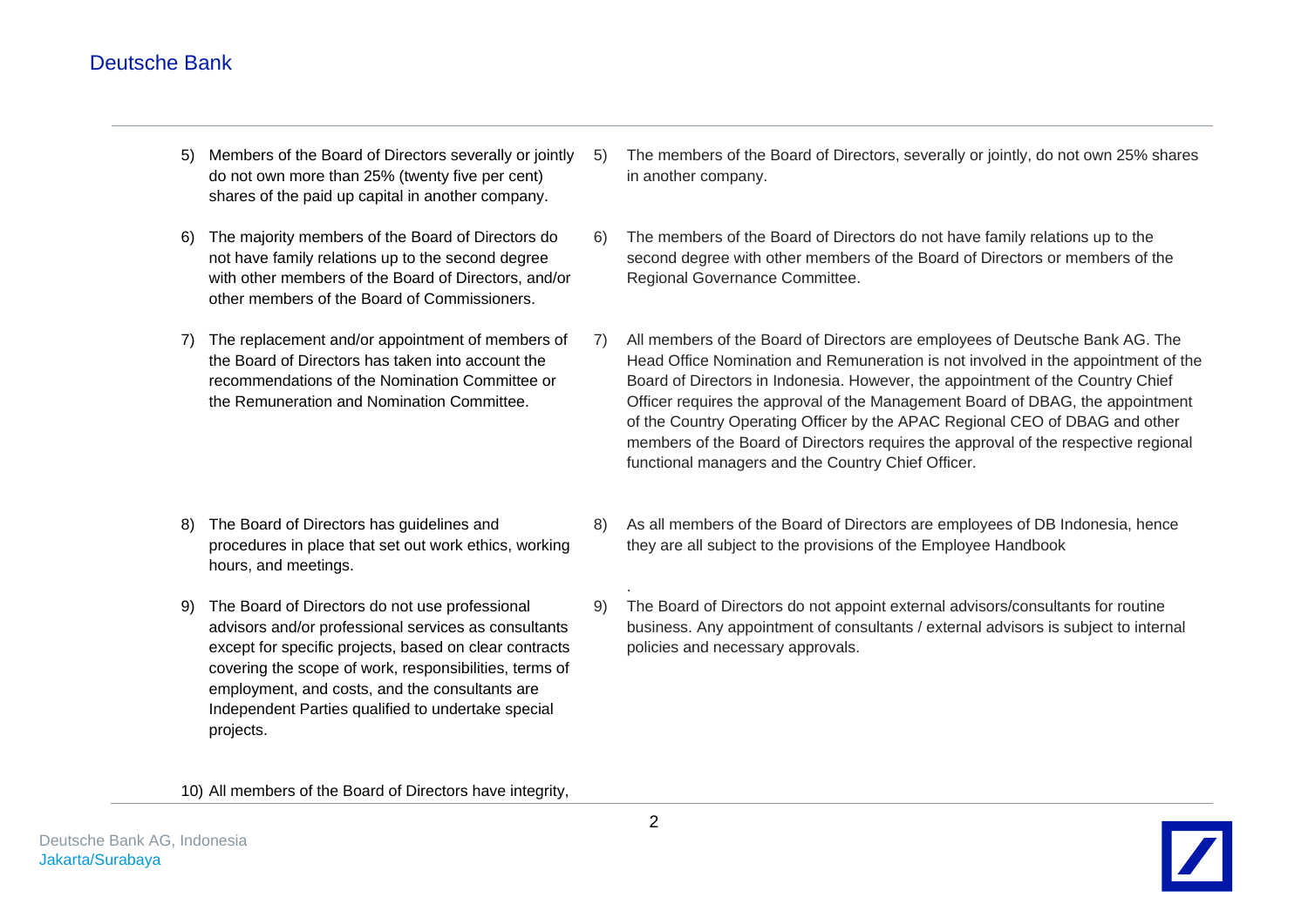| | |
|---|---|
| 5) Members of the Board of Directors severally or jointly do not own more than 25% (twenty five per cent) shares of the paid up capital in another company. | 5) The members of the Board of Directors, severally or jointly, do not own 25% shares in another company. |
| 6) The majority members of the Board of Directors do not have family relations up to the second degree with other members of the Board of Directors, and/or other members of the Board of Commissioners. | 6) The members of the Board of Directors do not have family relations up to the second degree with other members of the Board of Directors or members of the Regional Governance Committee. |
| 7) The replacement and/or appointment of members of the Board of Directors has taken into account the recommendations of the Nomination Committee or the Remuneration and Nomination Committee. | 7) All members of the Board of Directors are employees of Deutsche Bank AG. The Head Office Nomination and Remuneration is not involved in the appointment of the Board of Directors in Indonesia. However, the appointment of the Country Chief Officer requires the approval of the Management Board of DBAG, the appointment of the Country Operating Officer by the APAC Regional CEO of DBAG and other members of the Board of Directors requires the approval of the respective regional functional managers and the Country Chief Officer. |
| 8) The Board of Directors has guidelines and procedures in place that set out work ethics, working hours, and meetings. | 8) As all members of the Board of Directors are employees of DB Indonesia, hence they are all subject to the provisions of the Employee Handbook |
| 9) The Board of Directors do not use professional advisors and/or professional services as consultants except for specific projects, based on clear contracts covering the scope of work, responsibilities, terms of employment, and costs, and the consultants are Independent Parties qualified to undertake special projects. | 9) The Board of Directors do not appoint external advisors/consultants for routine business. Any appointment of consultants / external advisors is subject to internal policies and necessary approvals. |
| 10) All members of the Board of Directors have integrity, | |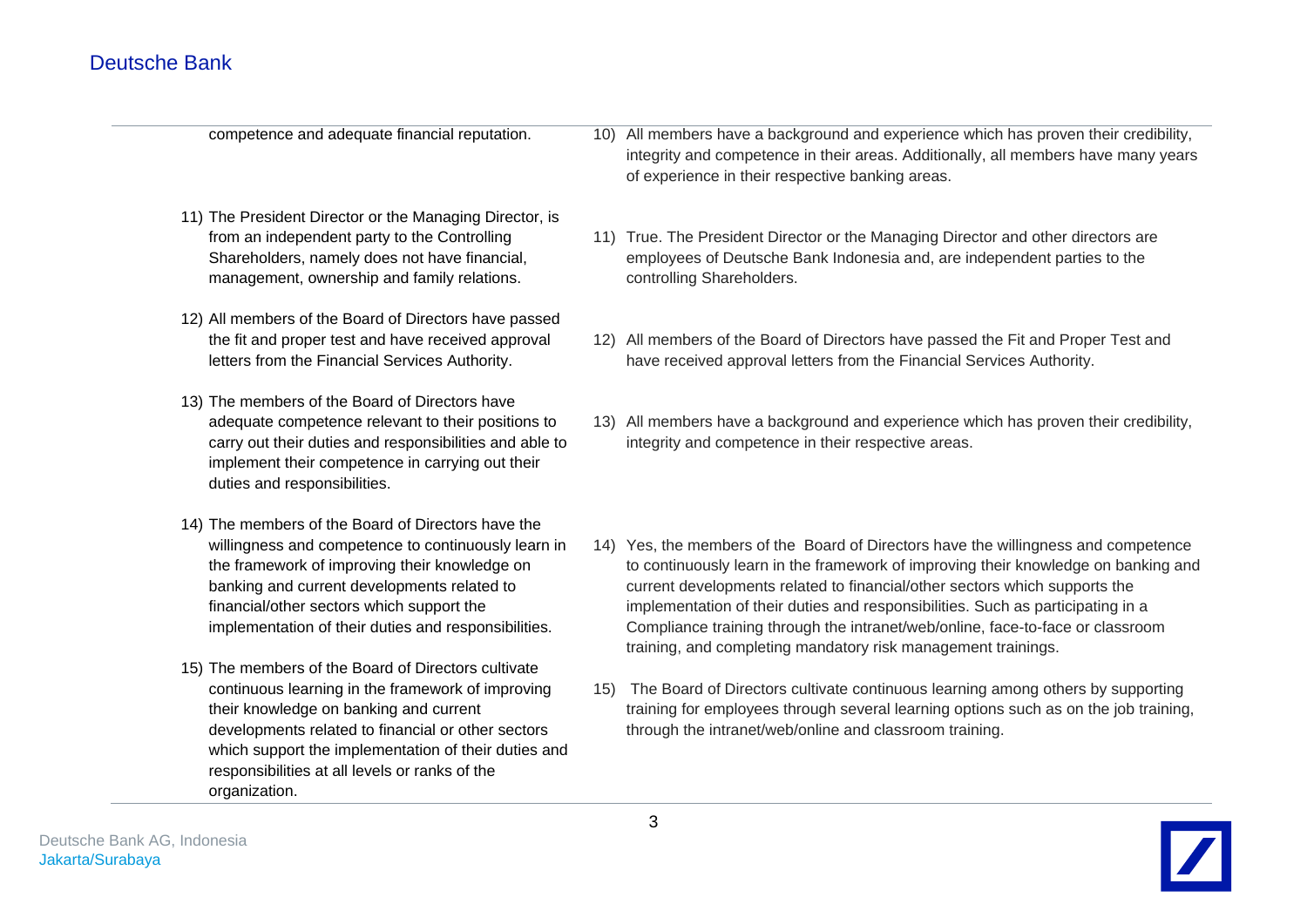| | |
|---|---|
| competence and adequate financial reputation. | 10) All members have a background and experience which has proven their credibility, integrity and competence in their areas. Additionally, all members have many years of experience in their respective banking areas. |
| 11) The President Director or the Managing Director, is from an independent party to the Controlling Shareholders, namely does not have financial, management, ownership and family relations. | 11) True. The President Director or the Managing Director and other directors are employees of Deutsche Bank Indonesia and, are independent parties to the controlling Shareholders. |
| 12) All members of the Board of Directors have passed the fit and proper test and have received approval letters from the Financial Services Authority. | 12) All members of the Board of Directors have passed the Fit and Proper Test and have received approval letters from the Financial Services Authority. |
| 13) The members of the Board of Directors have adequate competence relevant to their positions to carry out their duties and responsibilities and able to implement their competence in carrying out their duties and responsibilities. | 13) All members have a background and experience which has proven their credibility, integrity and competence in their respective areas. |
| 14) The members of the Board of Directors have the willingness and competence to continuously learn in the framework of improving their knowledge on banking and current developments related to financial/other sectors which support the implementation of their duties and responsibilities. | 14) Yes, the members of the Board of Directors have the willingness and competence to continuously learn in the framework of improving their knowledge on banking and current developments related to financial/other sectors which supports the implementation of their duties and responsibilities. Such as participating in a Compliance training through the intranet/web/online, face-to-face or classroom training, and completing mandatory risk management trainings. |
| 15) The members of the Board of Directors cultivate continuous learning in the framework of improving their knowledge on banking and current developments related to financial or other sectors which support the implementation of their duties and responsibilities at all levels or ranks of the organization. | 15) The Board of Directors cultivate continuous learning among others by supporting training for employees through several learning options such as on the job training, through the intranet/web/online and classroom training. |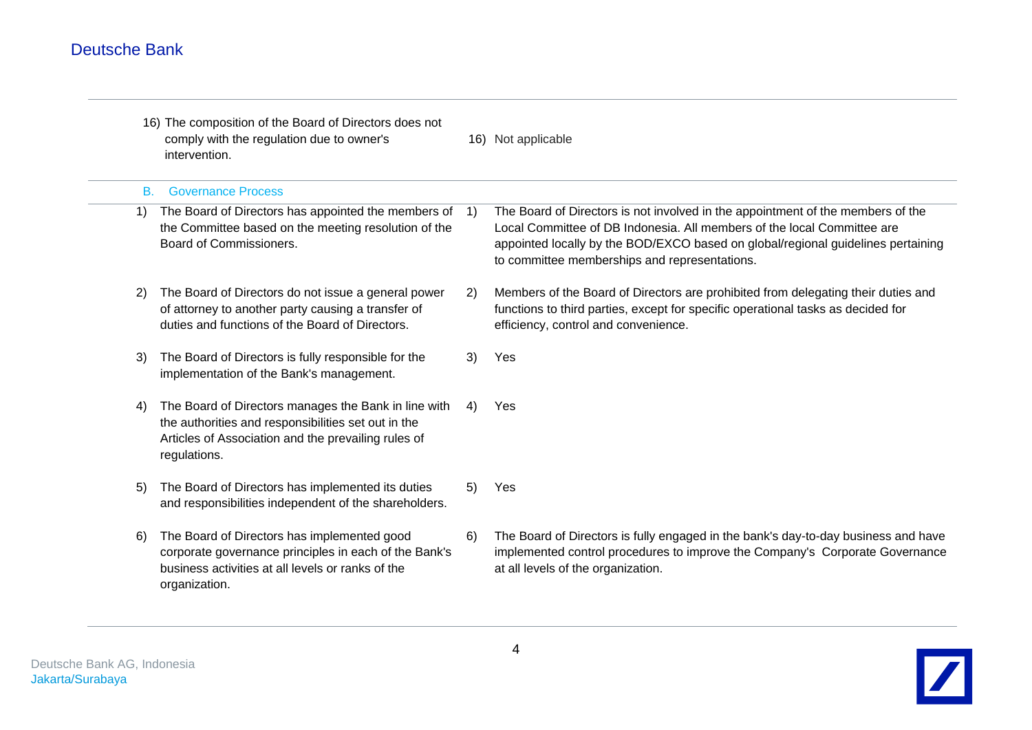| | |
|---|---|
| 16) The composition of the Board of Directors does not comply with the regulation due to owner's intervention. | 16) Not applicable |

**B. Governance Process**

| | |
|---|---|
| 1) The Board of Directors has appointed the members of the Committee based on the meeting resolution of the Board of Commissioners. | 1) The Board of Directors is not involved in the appointment of the members of the Local Committee of DB Indonesia. All members of the local Committee are appointed locally by the BOD/EXCO based on global/regional guidelines pertaining to committee memberships and representations. |
| 2) The Board of Directors do not issue a general power of attorney to another party causing a transfer of duties and functions of the Board of Directors. | 2) Members of the Board of Directors are prohibited from delegating their duties and functions to third parties, except for specific operational tasks as decided for efficiency, control and convenience. |
| 3) The Board of Directors is fully responsible for the implementation of the Bank's management. | 3) Yes |
| 4) The Board of Directors manages the Bank in line with the authorities and responsibilities set out in the Articles of Association and the prevailing rules of regulations. | 4) Yes |
| 5) The Board of Directors has implemented its duties and responsibilities independent of the shareholders. | 5) Yes |
| 6) The Board of Directors has implemented good corporate governance principles in each of the Bank's business activities at all levels or ranks of the organization. | 6) The Board of Directors is fully engaged in the bank's day-to-day business and have implemented control procedures to improve the Company's Corporate Governance at all levels of the organization. |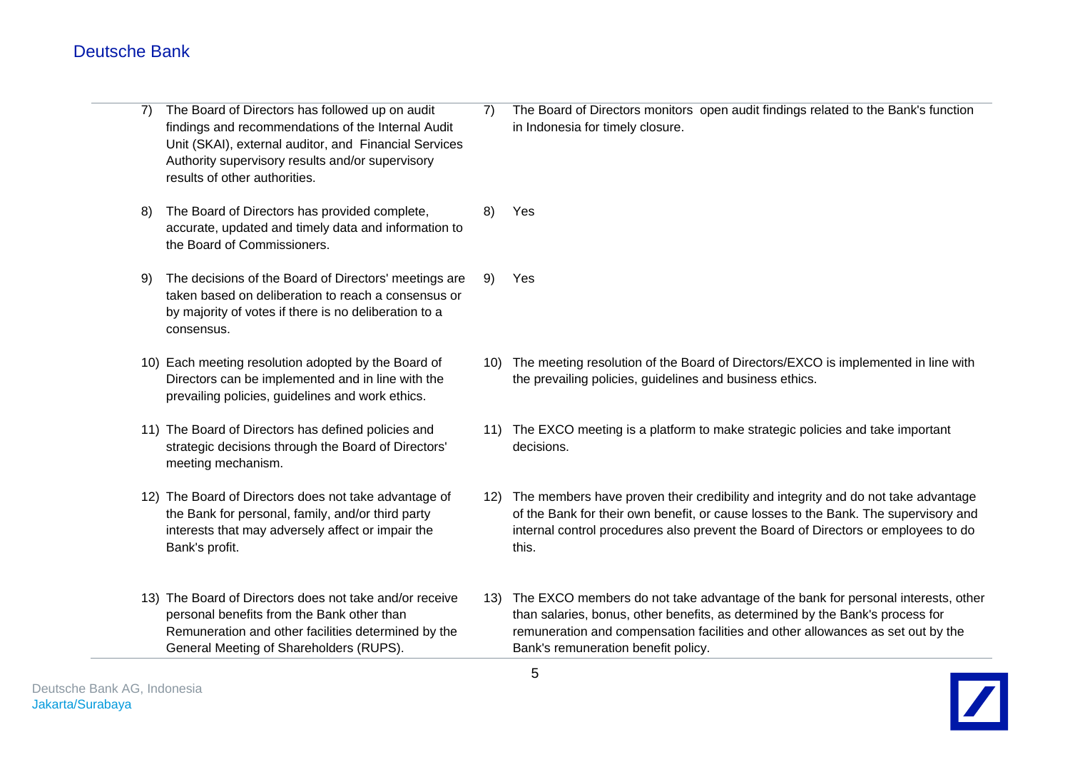| | |
|---|---|
| 7) The Board of Directors has followed up on audit findings and recommendations of the Internal Audit Unit (SKAI), external auditor, and Financial Services Authority supervisory results and/or supervisory results of other authorities. | 7) The Board of Directors monitors open audit findings related to the Bank's function in Indonesia for timely closure. |
| 8) The Board of Directors has provided complete, accurate, updated and timely data and information to the Board of Commissioners. | 8) Yes |
| 9) The decisions of the Board of Directors' meetings are taken based on deliberation to reach a consensus or by majority of votes if there is no deliberation to a consensus. | 9) Yes |
| 10) Each meeting resolution adopted by the Board of Directors can be implemented and in line with the prevailing policies, guidelines and work ethics. | 10) The meeting resolution of the Board of Directors/EXCO is implemented in line with the prevailing policies, guidelines and business ethics. |
| 11) The Board of Directors has defined policies and strategic decisions through the Board of Directors' meeting mechanism. | 11) The EXCO meeting is a platform to make strategic policies and take important decisions. |
| 12) The Board of Directors does not take advantage of the Bank for personal, family, and/or third party interests that may adversely affect or impair the Bank's profit. | 12) The members have proven their credibility and integrity and do not take advantage of the Bank for their own benefit, or cause losses to the Bank. The supervisory and internal control procedures also prevent the Board of Directors or employees to do this. |
| 13) The Board of Directors does not take and/or receive personal benefits from the Bank other than Remuneration and other facilities determined by the General Meeting of Shareholders (RUPS). | 13) The EXCO members do not take advantage of the bank for personal interests, other than salaries, bonus, other benefits, as determined by the Bank's process for remuneration and compensation facilities and other allowances as set out by the Bank's remuneration benefit policy. |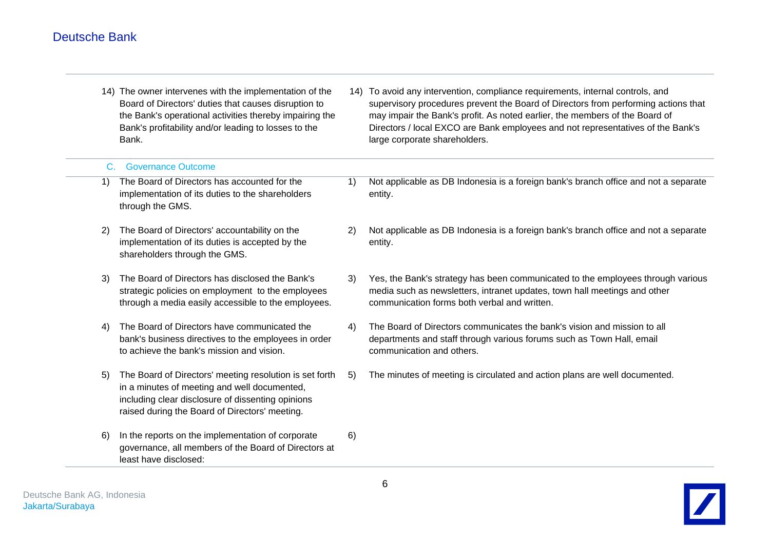| | |
|---|---|
| 14) The owner intervenes with the implementation of the Board of Directors' duties that causes disruption to the Bank's operational activities thereby impairing the Bank's profitability and/or leading to losses to the Bank. | 14) To avoid any intervention, compliance requirements, internal controls, and supervisory procedures prevent the Board of Directors from performing actions that may impair the Bank's profit. As noted earlier, the members of the Board of Directors / local EXCO are Bank employees and not representatives of the Bank's large corporate shareholders. |

### C. Governance Outcome

| | |
|---|---|
| 1) The Board of Directors has accounted for the implementation of its duties to the shareholders through the GMS. | 1) Not applicable as DB Indonesia is a foreign bank's branch office and not a separate entity. |
| 2) The Board of Directors' accountability on the implementation of its duties is accepted by the shareholders through the GMS. | 2) Not applicable as DB Indonesia is a foreign bank's branch office and not a separate entity. |
| 3) The Board of Directors has disclosed the Bank's strategic policies on employment to the employees through a media easily accessible to the employees. | 3) Yes, the Bank's strategy has been communicated to the employees through various media such as newsletters, intranet updates, town hall meetings and other communication forms both verbal and written. |
| 4) The Board of Directors have communicated the bank's business directives to the employees in order to achieve the bank's mission and vision. | 4) The Board of Directors communicates the bank's vision and mission to all departments and staff through various forums such as Town Hall, email communication and others. |
| 5) The Board of Directors' meeting resolution is set forth in a minutes of meeting and well documented, including clear disclosure of dissenting opinions raised during the Board of Directors' meeting. | 5) The minutes of meeting is circulated and action plans are well documented. |
| 6) In the reports on the implementation of corporate governance, all members of the Board of Directors at least have disclosed: | 6) |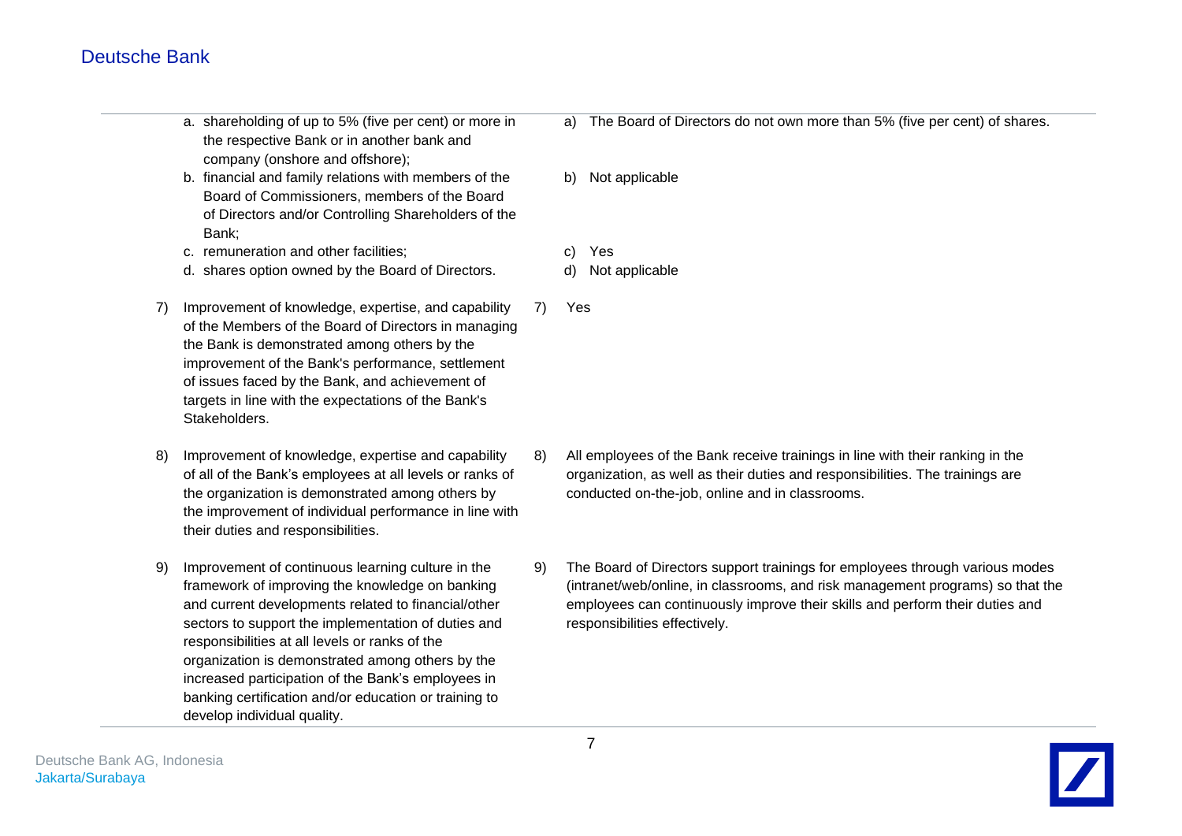| Criteria | Implementation |
|---|---|
| a. shareholding of up to 5% (five per cent) or more in the respective Bank or in another bank and company (onshore and offshore); | a) The Board of Directors do not own more than 5% (five per cent) of shares. |
| b. financial and family relations with members of the Board of Commissioners, members of the Board of Directors and/or Controlling Shareholders of the Bank; | b) Not applicable |
| c. remuneration and other facilities; | c) Yes |
| d. shares option owned by the Board of Directors. | d) Not applicable |
| 7) Improvement of knowledge, expertise, and capability of the Members of the Board of Directors in managing the Bank is demonstrated among others by the improvement of the Bank's performance, settlement of issues faced by the Bank, and achievement of targets in line with the expectations of the Bank's Stakeholders. | 7) Yes |
| 8) Improvement of knowledge, expertise and capability of all of the Bank's employees at all levels or ranks of the organization is demonstrated among others by the improvement of individual performance in line with their duties and responsibilities. | 8) All employees of the Bank receive trainings in line with their ranking in the organization, as well as their duties and responsibilities. The trainings are conducted on-the-job, online and in classrooms. |
| 9) Improvement of continuous learning culture in the framework of improving the knowledge on banking and current developments related to financial/other sectors to support the implementation of duties and responsibilities at all levels or ranks of the organization is demonstrated among others by the increased participation of the Bank's employees in banking certification and/or education or training to develop individual quality. | 9) The Board of Directors support trainings for employees through various modes (intranet/web/online, in classrooms, and risk management programs) so that the employees can continuously improve their skills and perform their duties and responsibilities effectively. |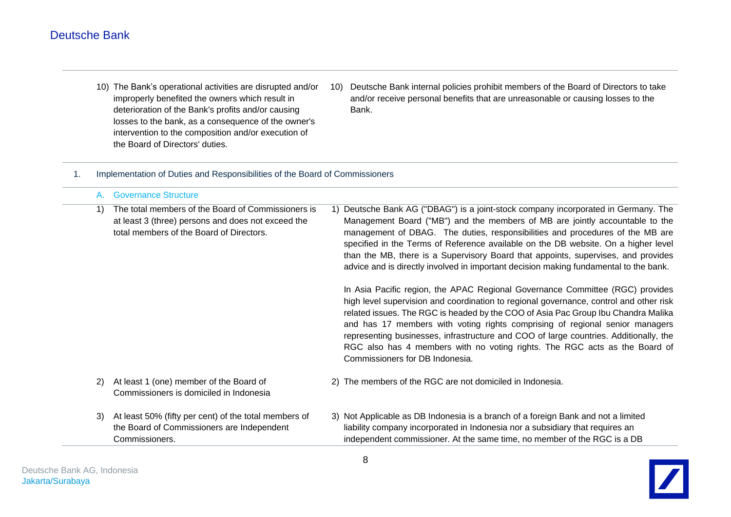| Criteria | Implementation |
| --- | --- |
| 10) The Bank's operational activities are disrupted and/or improperly benefited the owners which result in deterioration of the Bank's profits and/or causing losses to the bank, as a consequence of the owner's intervention to the composition and/or execution of the Board of Directors' duties. | 10) Deutsche Bank internal policies prohibit members of the Board of Directors to take and/or receive personal benefits that are unreasonable or causing losses to the Bank. |

## 1. Implementation of Duties and Responsibilities of the Board of Commissioners

### A. Governance Structure

| Criteria | Implementation |
| --- | --- |
| 1) The total members of the Board of Commissioners is at least 3 (three) persons and does not exceed the total members of the Board of Directors. | 1) Deutsche Bank AG ("DBAG") is a joint-stock company incorporated in Germany. The Management Board ("MB") and the members of MB are jointly accountable to the management of DBAG. The duties, responsibilities and procedures of the MB are specified in the Terms of Reference available on the DB website. On a higher level than the MB, there is a Supervisory Board that appoints, supervises, and provides advice and is directly involved in important decision making fundamental to the bank.<br><br>In Asia Pacific region, the APAC Regional Governance Committee (RGC) provides high level supervision and coordination to regional governance, control and other risk related issues. The RGC is headed by the COO of Asia Pac Group Ibu Chandra Malika and has 17 members with voting rights comprising of regional senior managers representing businesses, infrastructure and COO of large countries. Additionally, the RGC also has 4 members with no voting rights. The RGC acts as the Board of Commissioners for DB Indonesia. |
| 2) At least 1 (one) member of the Board of Commissioners is domiciled in Indonesia | 2) The members of the RGC are not domiciled in Indonesia. |
| 3) At least 50% (fifty per cent) of the total members of the Board of Commissioners are Independent Commissioners. | 3) Not Applicable as DB Indonesia is a branch of a foreign Bank and not a limited liability company incorporated in Indonesia nor a subsidiary that requires an independent commissioner. At the same time, no member of the RGC is a DB |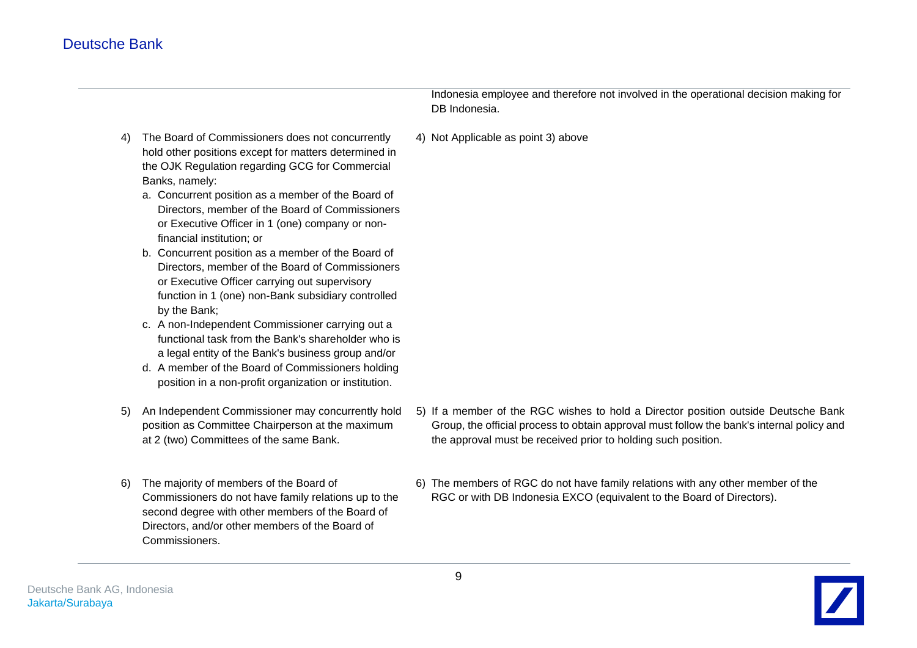| | |
|---|---|
| | Indonesia employee and therefore not involved in the operational decision making for DB Indonesia. |
| 4) The Board of Commissioners does not concurrently hold other positions except for matters determined in the OJK Regulation regarding GCG for Commercial Banks, namely:<br>a. Concurrent position as a member of the Board of Directors, member of the Board of Commissioners or Executive Officer in 1 (one) company or non-financial institution; or<br>b. Concurrent position as a member of the Board of Directors, member of the Board of Commissioners or Executive Officer carrying out supervisory function in 1 (one) non-Bank subsidiary controlled by the Bank;<br>c. A non-Independent Commissioner carrying out a functional task from the Bank's shareholder who is a legal entity of the Bank's business group and/or<br>d. A member of the Board of Commissioners holding position in a non-profit organization or institution. | 4) Not Applicable as point 3) above |
| 5) An Independent Commissioner may concurrently hold position as Committee Chairperson at the maximum at 2 (two) Committees of the same Bank. | 5) If a member of the RGC wishes to hold a Director position outside Deutsche Bank Group, the official process to obtain approval must follow the bank's internal policy and the approval must be received prior to holding such position. |
| 6) The majority of members of the Board of Commissioners do not have family relations up to the second degree with other members of the Board of Directors, and/or other members of the Board of Commissioners. | 6) The members of RGC do not have family relations with any other member of the RGC or with DB Indonesia EXCO (equivalent to the Board of Directors). |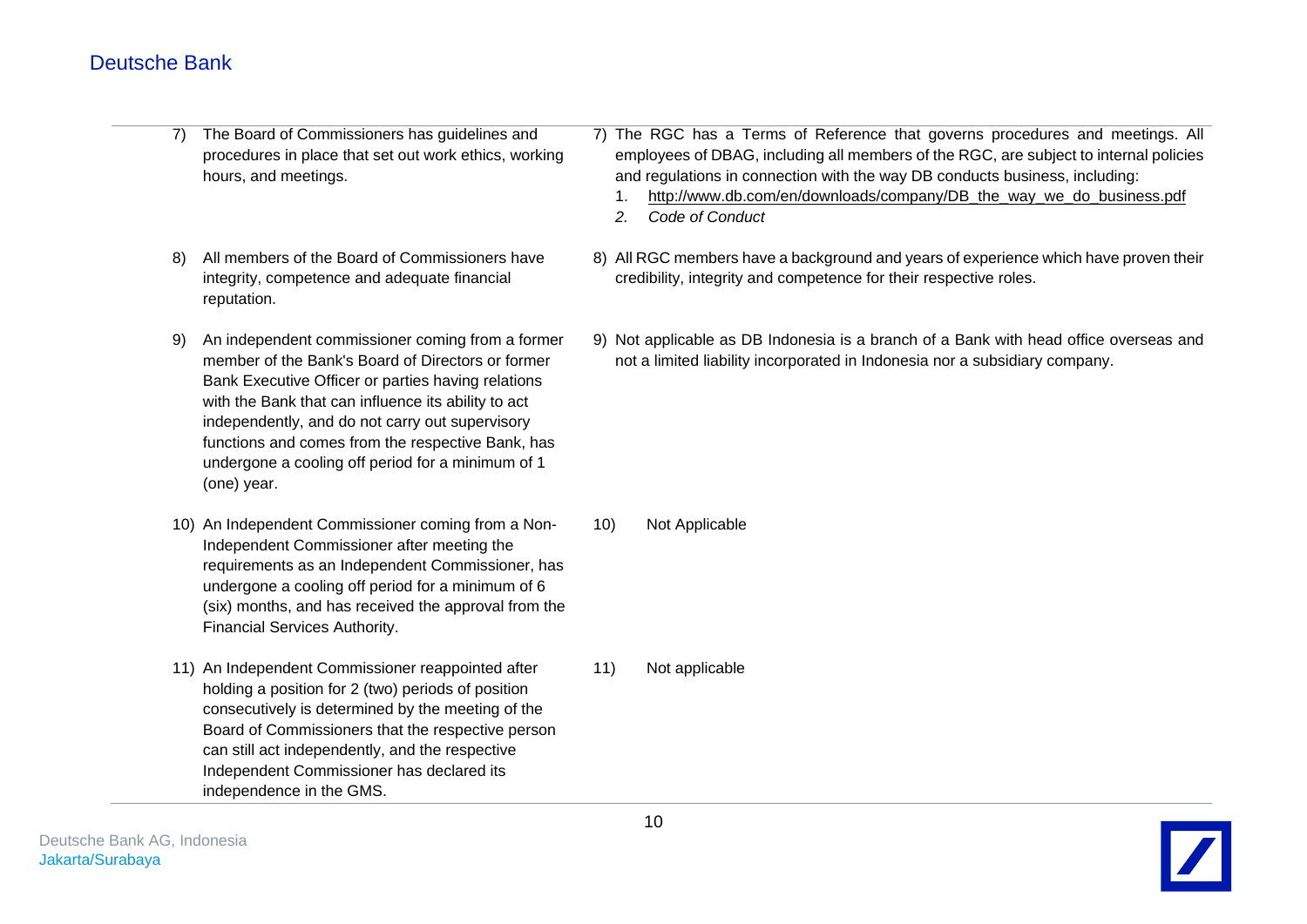| | |
|---|---|
| 7) The Board of Commissioners has guidelines and procedures in place that set out work ethics, working hours, and meetings. | 7) The RGC has a Terms of Reference that governs procedures and meetings. All employees of DBAG, including all members of the RGC, are subject to internal policies and regulations in connection with the way DB conducts business, including:<br>1. http://www.db.com/en/downloads/company/DB_the_way_we_do_business.pdf<br>2. *Code of Conduct* |
| 8) All members of the Board of Commissioners have integrity, competence and adequate financial reputation. | 8) All RGC members have a background and years of experience which have proven their credibility, integrity and competence for their respective roles. |
| 9) An independent commissioner coming from a former member of the Bank's Board of Directors or former Bank Executive Officer or parties having relations with the Bank that can influence its ability to act independently, and do not carry out supervisory functions and comes from the respective Bank, has undergone a cooling off period for a minimum of 1 (one) year. | 9) Not applicable as DB Indonesia is a branch of a Bank with head office overseas and not a limited liability incorporated in Indonesia nor a subsidiary company. |
| 10) An Independent Commissioner coming from a Non-Independent Commissioner after meeting the requirements as an Independent Commissioner, has undergone a cooling off period for a minimum of 6 (six) months, and has received the approval from the Financial Services Authority. | 10) Not Applicable |
| 11) An Independent Commissioner reappointed after holding a position for 2 (two) periods of position consecutively is determined by the meeting of the Board of Commissioners that the respective person can still act independently, and the respective Independent Commissioner has declared its independence in the GMS. | 11) Not applicable |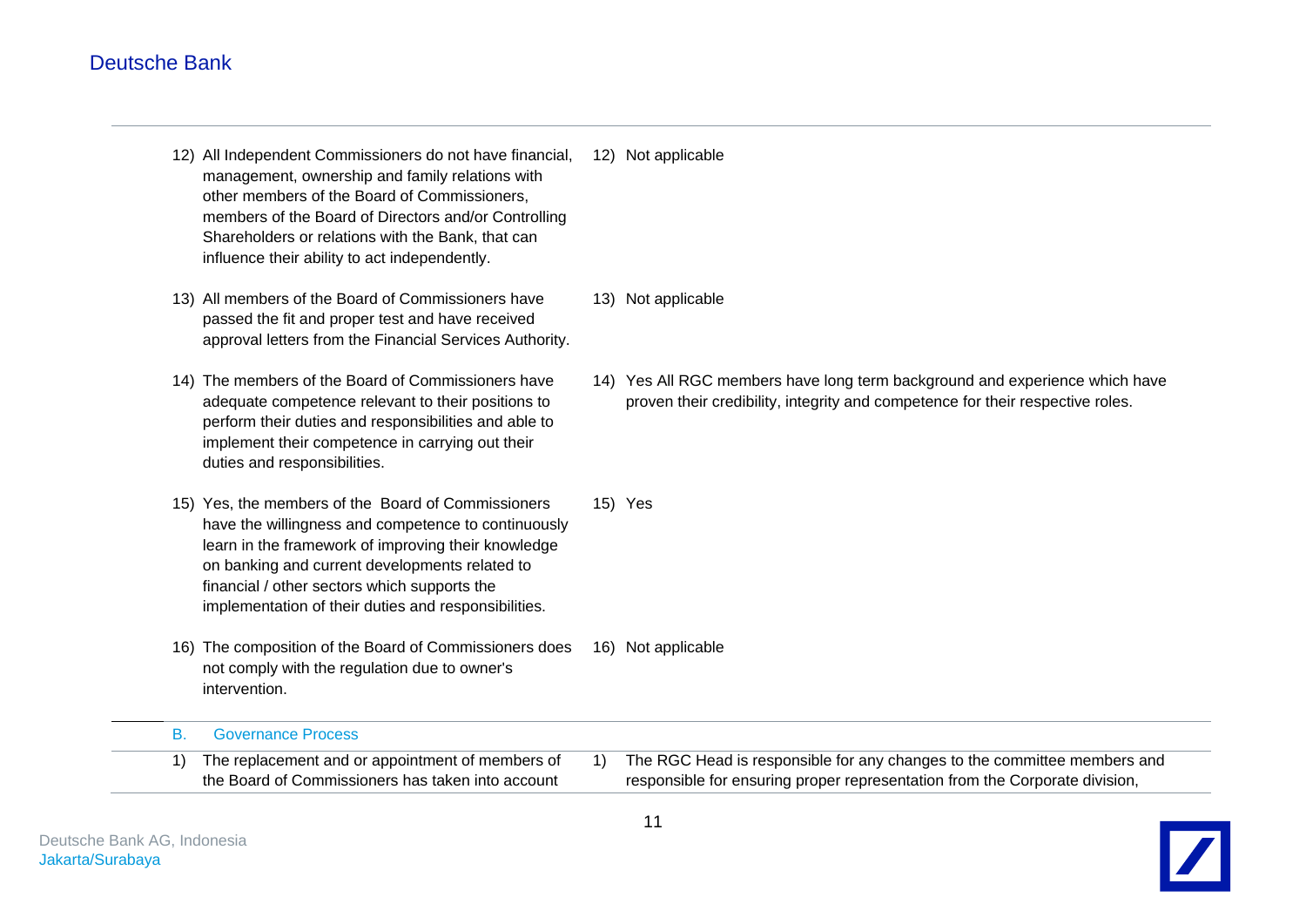| | |
|---|---|
| 12) All Independent Commissioners do not have financial, management, ownership and family relations with other members of the Board of Commissioners, members of the Board of Directors and/or Controlling Shareholders or relations with the Bank, that can influence their ability to act independently. | 12) Not applicable |
| 13) All members of the Board of Commissioners have passed the fit and proper test and have received approval letters from the Financial Services Authority. | 13) Not applicable |
| 14) The members of the Board of Commissioners have adequate competence relevant to their positions to perform their duties and responsibilities and able to implement their competence in carrying out their duties and responsibilities. | 14) Yes All RGC members have long term background and experience which have proven their credibility, integrity and competence for their respective roles. |
| 15) Yes, the members of the Board of Commissioners have the willingness and competence to continuously learn in the framework of improving their knowledge on banking and current developments related to financial / other sectors which supports the implementation of their duties and responsibilities. | 15) Yes |
| 16) The composition of the Board of Commissioners does not comply with the regulation due to owner's intervention. | 16) Not applicable |

## B. Governance Process

| | |
|---|---|
| 1) The replacement and or appointment of members of the Board of Commissioners has taken into account | 1) The RGC Head is responsible for any changes to the committee members and responsible for ensuring proper representation from the Corporate division, |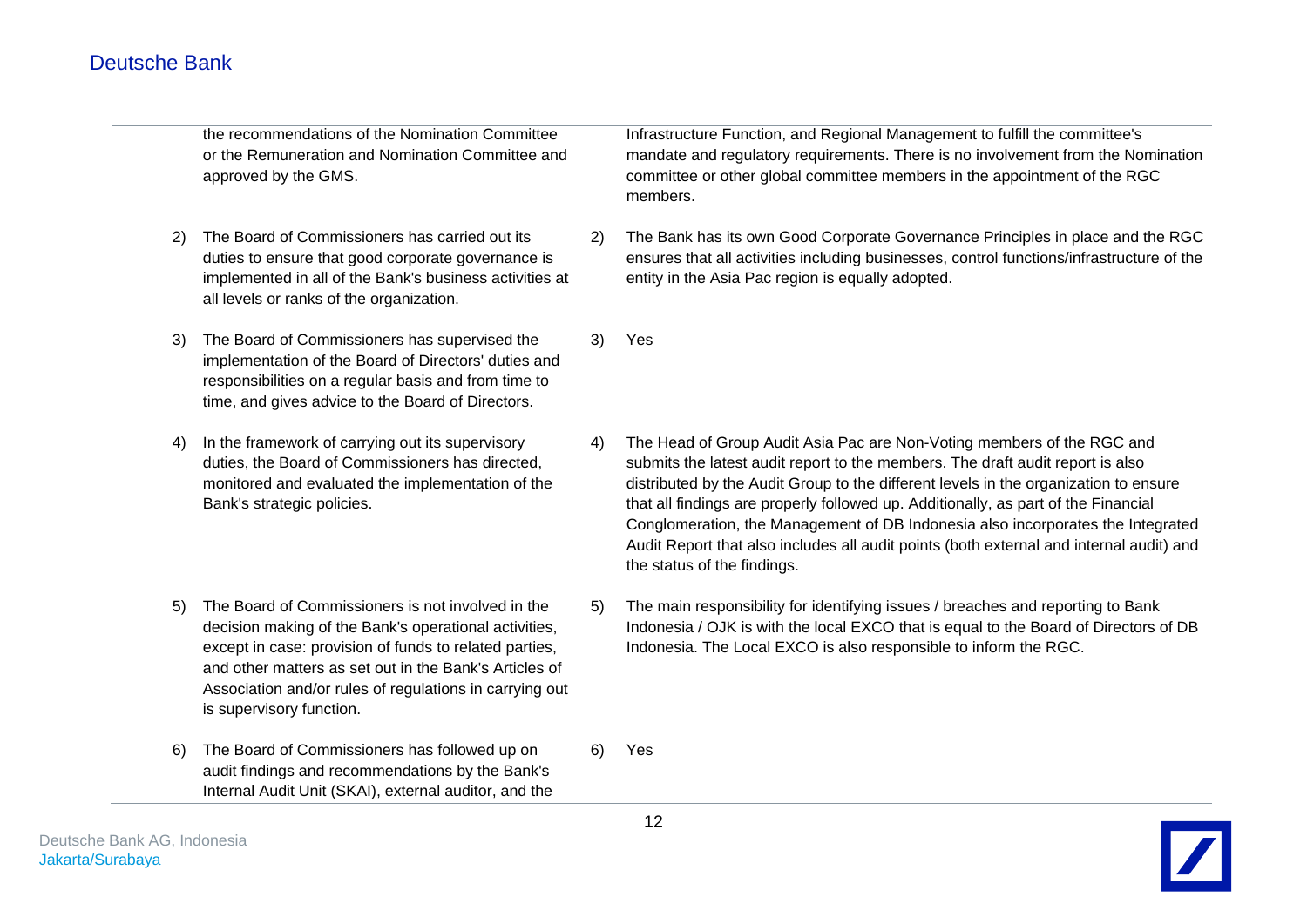| | |
|---|---|
| the recommendations of the Nomination Committee or the Remuneration and Nomination Committee and approved by the GMS. | Infrastructure Function, and Regional Management to fulfill the committee's mandate and regulatory requirements. There is no involvement from the Nomination committee or other global committee members in the appointment of the RGC members. |
| 2) The Board of Commissioners has carried out its duties to ensure that good corporate governance is implemented in all of the Bank's business activities at all levels or ranks of the organization. | 2) The Bank has its own Good Corporate Governance Principles in place and the RGC ensures that all activities including businesses, control functions/infrastructure of the entity in the Asia Pac region is equally adopted. |
| 3) The Board of Commissioners has supervised the implementation of the Board of Directors' duties and responsibilities on a regular basis and from time to time, and gives advice to the Board of Directors. | 3) Yes |
| 4) In the framework of carrying out its supervisory duties, the Board of Commissioners has directed, monitored and evaluated the implementation of the Bank's strategic policies. | 4) The Head of Group Audit Asia Pac are Non-Voting members of the RGC and submits the latest audit report to the members. The draft audit report is also distributed by the Audit Group to the different levels in the organization to ensure that all findings are properly followed up. Additionally, as part of the Financial Conglomeration, the Management of DB Indonesia also incorporates the Integrated Audit Report that also includes all audit points (both external and internal audit) and the status of the findings. |
| 5) The Board of Commissioners is not involved in the decision making of the Bank's operational activities, except in case: provision of funds to related parties, and other matters as set out in the Bank's Articles of Association and/or rules of regulations in carrying out is supervisory function. | 5) The main responsibility for identifying issues / breaches and reporting to Bank Indonesia / OJK is with the local EXCO that is equal to the Board of Directors of DB Indonesia. The Local EXCO is also responsible to inform the RGC. |
| 6) The Board of Commissioners has followed up on audit findings and recommendations by the Bank's Internal Audit Unit (SKAI), external auditor, and the | 6) Yes |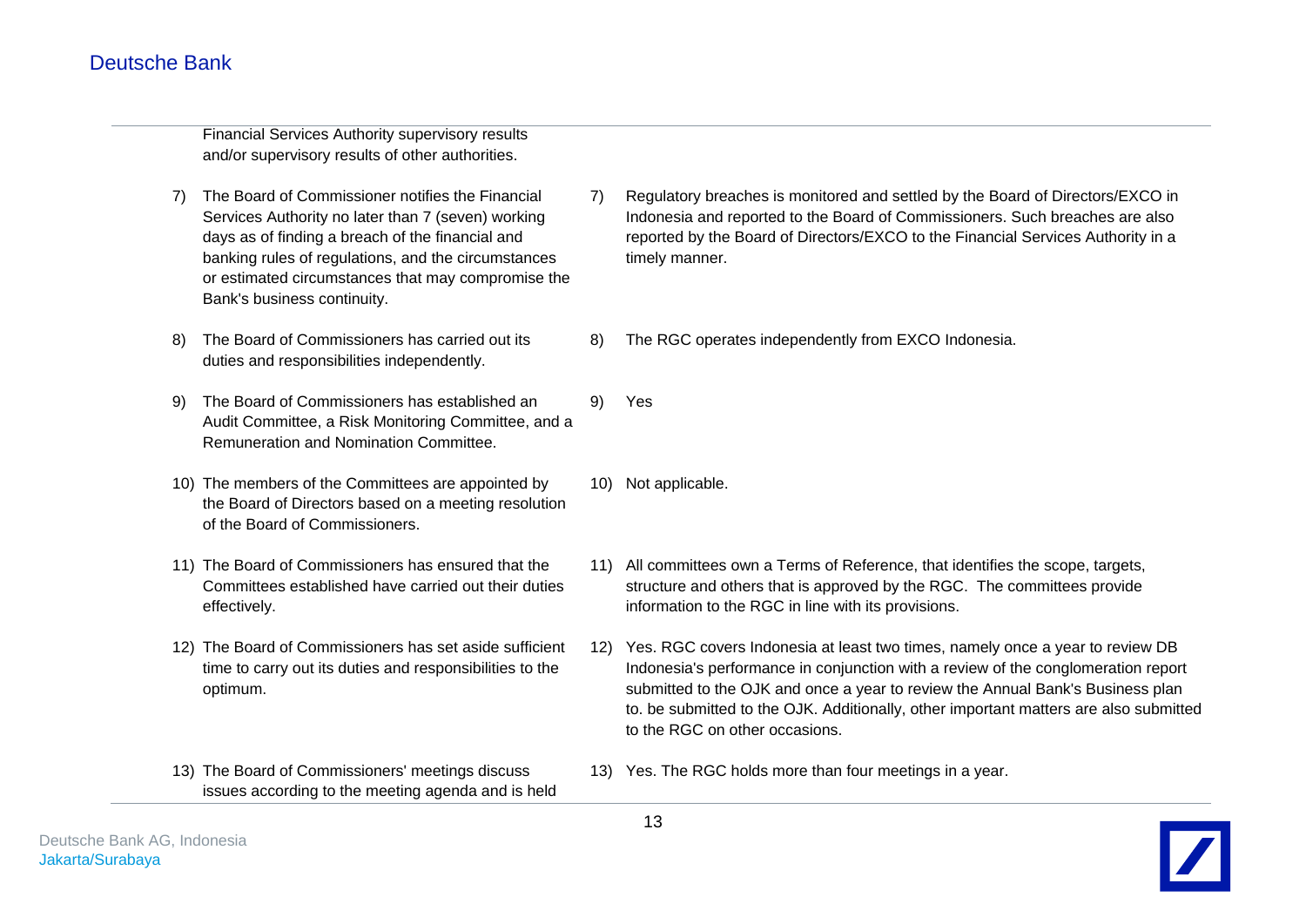| | |
|---|---|
| Financial Services Authority supervisory results and/or supervisory results of other authorities. | |
| 7) The Board of Commissioner notifies the Financial Services Authority no later than 7 (seven) working days as of finding a breach of the financial and banking rules of regulations, and the circumstances or estimated circumstances that may compromise the Bank's business continuity. | 7) Regulatory breaches is monitored and settled by the Board of Directors/EXCO in Indonesia and reported to the Board of Commissioners. Such breaches are also reported by the Board of Directors/EXCO to the Financial Services Authority in a timely manner. |
| 8) The Board of Commissioners has carried out its duties and responsibilities independently. | 8) The RGC operates independently from EXCO Indonesia. |
| 9) The Board of Commissioners has established an Audit Committee, a Risk Monitoring Committee, and a Remuneration and Nomination Committee. | 9) Yes |
| 10) The members of the Committees are appointed by the Board of Directors based on a meeting resolution of the Board of Commissioners. | 10) Not applicable. |
| 11) The Board of Commissioners has ensured that the Committees established have carried out their duties effectively. | 11) All committees own a Terms of Reference, that identifies the scope, targets, structure and others that is approved by the RGC. The committees provide information to the RGC in line with its provisions. |
| 12) The Board of Commissioners has set aside sufficient time to carry out its duties and responsibilities to the optimum. | 12) Yes. RGC covers Indonesia at least two times, namely once a year to review DB Indonesia's performance in conjunction with a review of the conglomeration report submitted to the OJK and once a year to review the Annual Bank's Business plan to. be submitted to the OJK. Additionally, other important matters are also submitted to the RGC on other occasions. |
| 13) The Board of Commissioners' meetings discuss issues according to the meeting agenda and is held | 13) Yes. The RGC holds more than four meetings in a year. |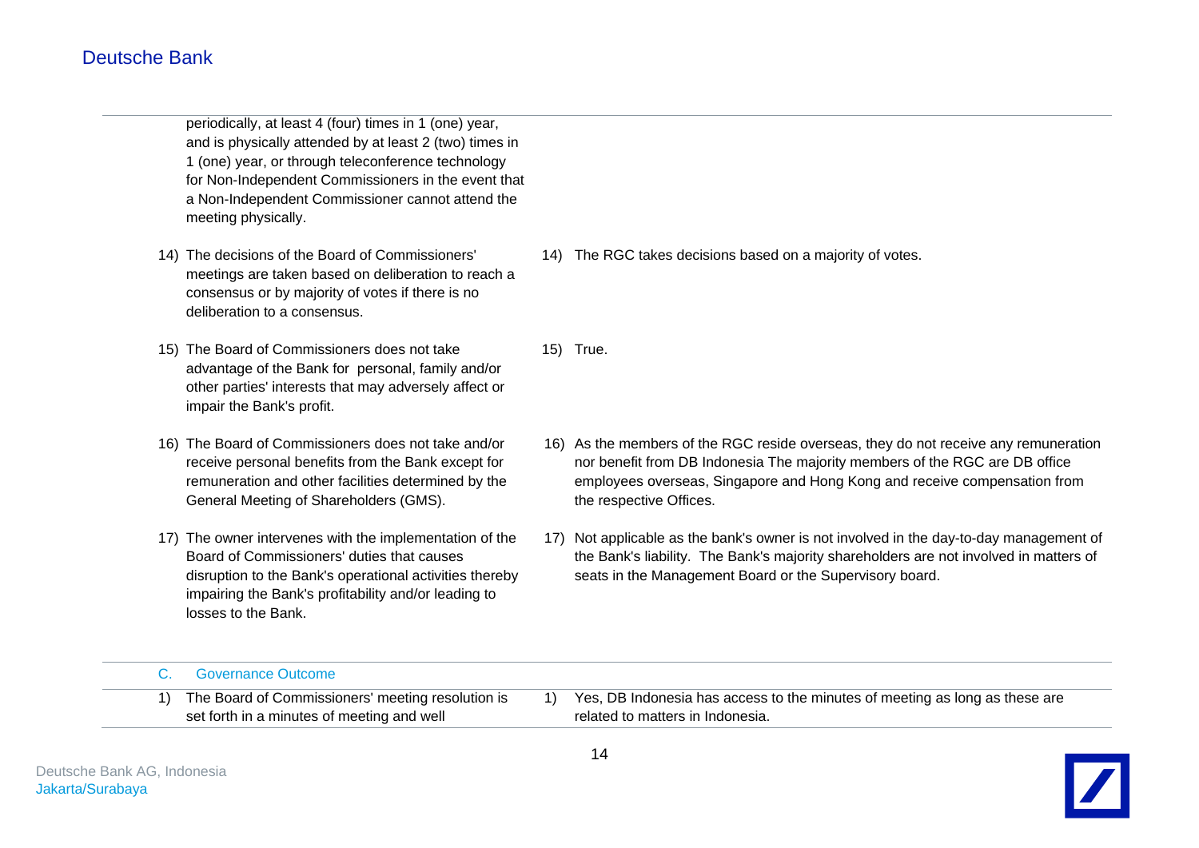| | |
|---|---|
| periodically, at least 4 (four) times in 1 (one) year, and is physically attended by at least 2 (two) times in 1 (one) year, or through teleconference technology for Non-Independent Commissioners in the event that a Non-Independent Commissioner cannot attend the meeting physically. | |
| 14) The decisions of the Board of Commissioners' meetings are taken based on deliberation to reach a consensus or by majority of votes if there is no deliberation to a consensus. | 14) The RGC takes decisions based on a majority of votes. |
| 15) The Board of Commissioners does not take advantage of the Bank for personal, family and/or other parties' interests that may adversely affect or impair the Bank's profit. | 15) True. |
| 16) The Board of Commissioners does not take and/or receive personal benefits from the Bank except for remuneration and other facilities determined by the General Meeting of Shareholders (GMS). | 16) As the members of the RGC reside overseas, they do not receive any remuneration nor benefit from DB Indonesia The majority members of the RGC are DB office employees overseas, Singapore and Hong Kong and receive compensation from the respective Offices. |
| 17) The owner intervenes with the implementation of the Board of Commissioners' duties that causes disruption to the Bank's operational activities thereby impairing the Bank's profitability and/or leading to losses to the Bank. | 17) Not applicable as the bank's owner is not involved in the day-to-day management of the Bank's liability. The Bank's majority shareholders are not involved in matters of seats in the Management Board or the Supervisory board. |

## C. Governance Outcome

| | |
|---|---|
| 1) The Board of Commissioners' meeting resolution is set forth in a minutes of meeting and well | 1) Yes, DB Indonesia has access to the minutes of meeting as long as these are related to matters in Indonesia. |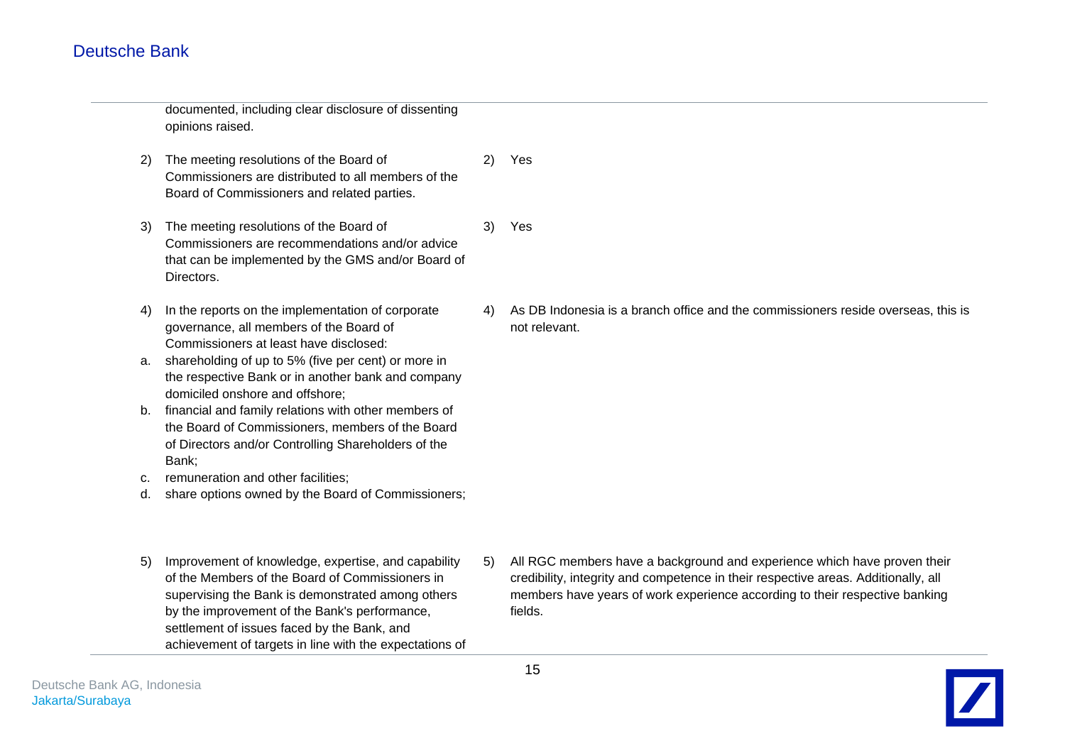| | |
|---|---|
| documented, including clear disclosure of dissenting opinions raised. | |
| 2) The meeting resolutions of the Board of Commissioners are distributed to all members of the Board of Commissioners and related parties. | 2) Yes |
| 3) The meeting resolutions of the Board of Commissioners are recommendations and/or advice that can be implemented by the GMS and/or Board of Directors. | 3) Yes |
| 4) In the reports on the implementation of corporate governance, all members of the Board of Commissioners at least have disclosed:<br>a. shareholding of up to 5% (five per cent) or more in the respective Bank or in another bank and company domiciled onshore and offshore;<br>b. financial and family relations with other members of the Board of Commissioners, members of the Board of Directors and/or Controlling Shareholders of the Bank;<br>c. remuneration and other facilities;<br>d. share options owned by the Board of Commissioners; | 4) As DB Indonesia is a branch office and the commissioners reside overseas, this is not relevant. |
| 5) Improvement of knowledge, expertise, and capability of the Members of the Board of Commissioners in supervising the Bank is demonstrated among others by the improvement of the Bank's performance, settlement of issues faced by the Bank, and achievement of targets in line with the expectations of | 5) All RGC members have a background and experience which have proven their credibility, integrity and competence in their respective areas. Additionally, all members have years of work experience according to their respective banking fields. |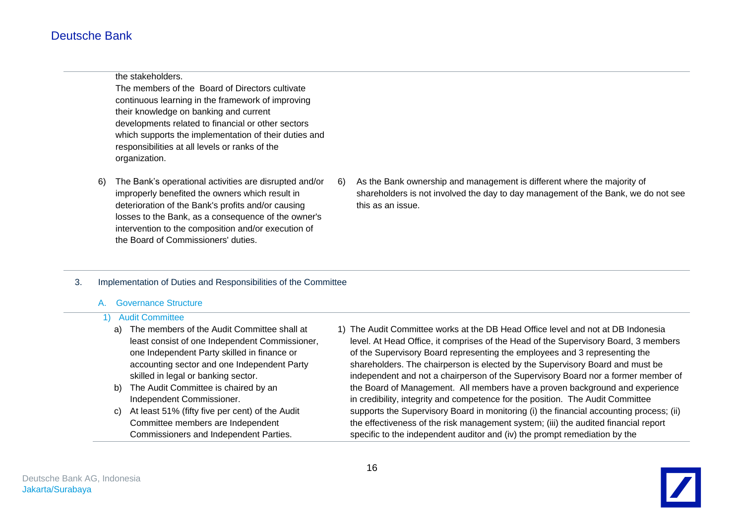the stakeholders.

The members of the Board of Directors cultivate continuous learning in the framework of improving their knowledge on banking and current developments related to financial or other sectors which supports the implementation of their duties and responsibilities at all levels or ranks of the organization.

6) The Bank's operational activities are disrupted and/or improperly benefited the owners which result in deterioration of the Bank's profits and/or causing losses to the Bank, as a consequence of the owner's intervention to the composition and/or execution of the Board of Commissioners' duties.

6) As the Bank ownership and management is different where the majority of shareholders is not involved the day to day management of the Bank, we do not see this as an issue.

3. Implementation of Duties and Responsibilities of the Committee

A. Governance Structure

1) Audit Committee

a) The members of the Audit Committee shall at least consist of one Independent Commissioner, one Independent Party skilled in finance or accounting sector and one Independent Party skilled in legal or banking sector.

b) The Audit Committee is chaired by an Independent Commissioner.

c) At least 51% (fifty five per cent) of the Audit Committee members are Independent Commissioners and Independent Parties.

1) The Audit Committee works at the DB Head Office level and not at DB Indonesia level. At Head Office, it comprises of the Head of the Supervisory Board, 3 members of the Supervisory Board representing the employees and 3 representing the shareholders. The chairperson is elected by the Supervisory Board and must be independent and not a chairperson of the Supervisory Board nor a former member of the Board of Management. All members have a proven background and experience in credibility, integrity and competence for the position. The Audit Committee supports the Supervisory Board in monitoring (i) the financial accounting process; (ii) the effectiveness of the risk management system; (iii) the audited financial report specific to the independent auditor and (iv) the prompt remediation by the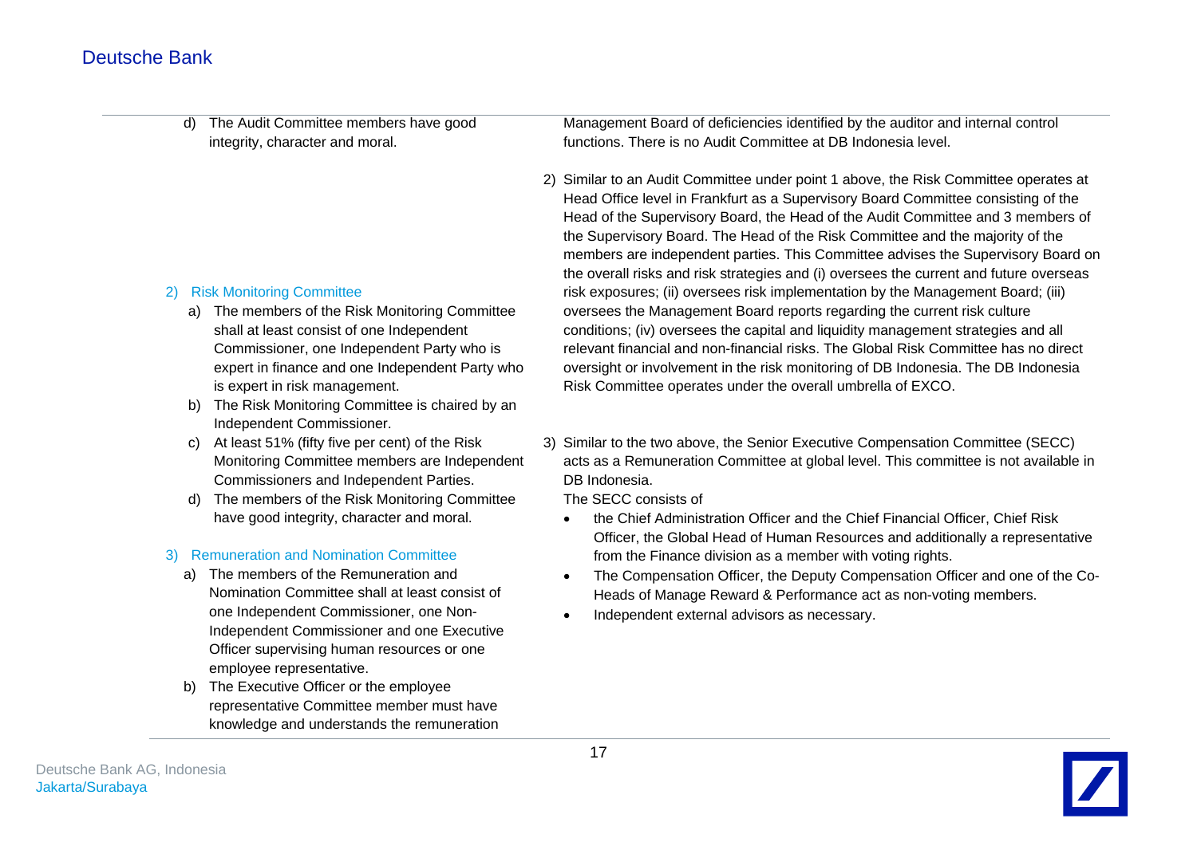d) The Audit Committee members have good integrity, character and moral.

2) Risk Monitoring Committee

a) The members of the Risk Monitoring Committee shall at least consist of one Independent Commissioner, one Independent Party who is expert in finance and one Independent Party who is expert in risk management.
b) The Risk Monitoring Committee is chaired by an Independent Commissioner.
c) At least 51% (fifty five per cent) of the Risk Monitoring Committee members are Independent Commissioners and Independent Parties.
d) The members of the Risk Monitoring Committee have good integrity, character and moral.

3) Remuneration and Nomination Committee

a) The members of the Remuneration and Nomination Committee shall at least consist of one Independent Commissioner, one Non-Independent Commissioner and one Executive Officer supervising human resources or one employee representative.
b) The Executive Officer or the employee representative Committee member must have knowledge and understands the remuneration

Management Board of deficiencies identified by the auditor and internal control functions. There is no Audit Committee at DB Indonesia level.

2) Similar to an Audit Committee under point 1 above, the Risk Committee operates at Head Office level in Frankfurt as a Supervisory Board Committee consisting of the Head of the Supervisory Board, the Head of the Audit Committee and 3 members of the Supervisory Board. The Head of the Risk Committee and the majority of the members are independent parties. This Committee advises the Supervisory Board on the overall risks and risk strategies and (i) oversees the current and future overseas risk exposures; (ii) oversees risk implementation by the Management Board; (iii) oversees the Management Board reports regarding the current risk culture conditions; (iv) oversees the capital and liquidity management strategies and all relevant financial and non-financial risks. The Global Risk Committee has no direct oversight or involvement in the risk monitoring of DB Indonesia. The DB Indonesia Risk Committee operates under the overall umbrella of EXCO.

3) Similar to the two above, the Senior Executive Compensation Committee (SECC) acts as a Remuneration Committee at global level. This committee is not available in DB Indonesia.

The SECC consists of

- the Chief Administration Officer and the Chief Financial Officer, Chief Risk Officer, the Global Head of Human Resources and additionally a representative from the Finance division as a member with voting rights.
- The Compensation Officer, the Deputy Compensation Officer and one of the Co-Heads of Manage Reward & Performance act as non-voting members.
- Independent external advisors as necessary.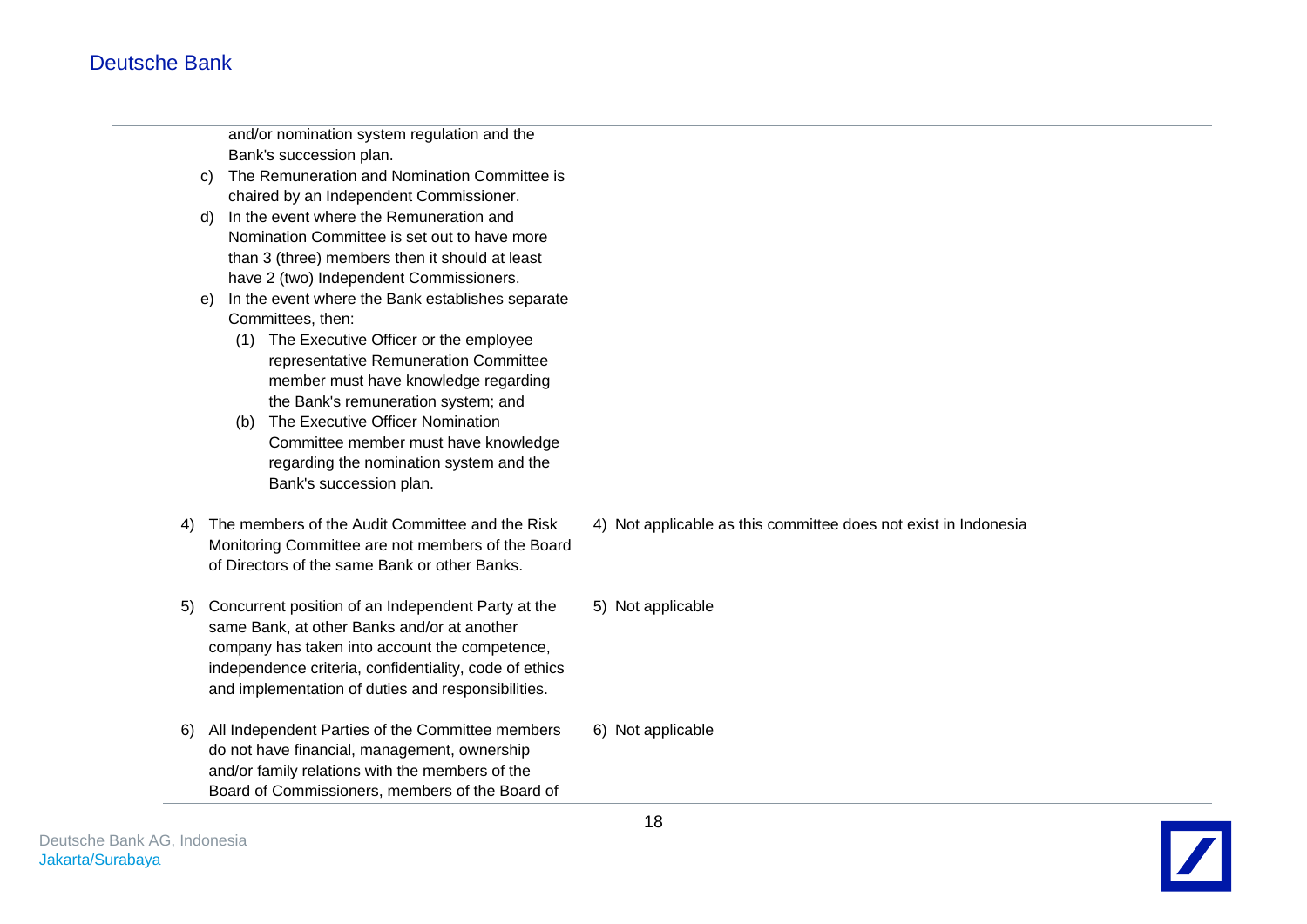| | |
|---|---|
| and/or nomination system regulation and the Bank's succession plan.<br>c) The Remuneration and Nomination Committee is chaired by an Independent Commissioner.<br>d) In the event where the Remuneration and Nomination Committee is set out to have more than 3 (three) members then it should at least have 2 (two) Independent Commissioners.<br>e) In the event where the Bank establishes separate Committees, then:<br>(1) The Executive Officer or the employee representative Remuneration Committee member must have knowledge regarding the Bank's remuneration system; and<br>(b) The Executive Officer Nomination Committee member must have knowledge regarding the nomination system and the Bank's succession plan. | |
| 4) The members of the Audit Committee and the Risk Monitoring Committee are not members of the Board of Directors of the same Bank or other Banks. | 4) Not applicable as this committee does not exist in Indonesia |
| 5) Concurrent position of an Independent Party at the same Bank, at other Banks and/or at another company has taken into account the competence, independence criteria, confidentiality, code of ethics and implementation of duties and responsibilities. | 5) Not applicable |
| 6) All Independent Parties of the Committee members do not have financial, management, ownership and/or family relations with the members of the Board of Commissioners, members of the Board of | 6) Not applicable |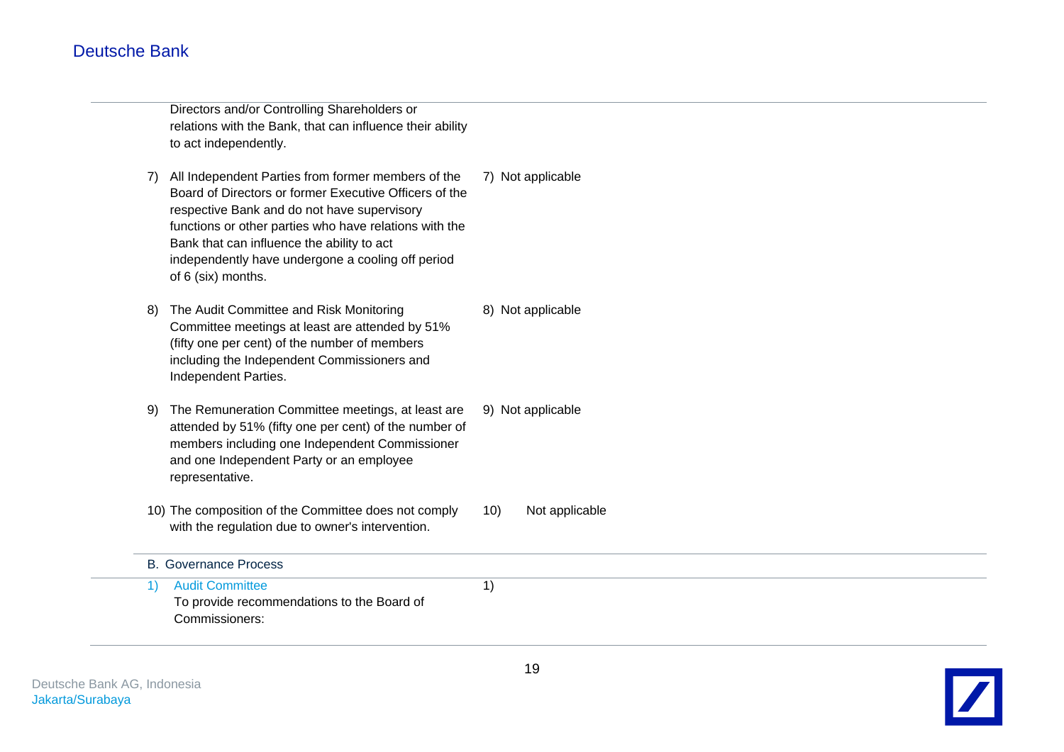| | |
|---|---|
| Directors and/or Controlling Shareholders or relations with the Bank, that can influence their ability to act independently. | |
| 7) All Independent Parties from former members of the Board of Directors or former Executive Officers of the respective Bank and do not have supervisory functions or other parties who have relations with the Bank that can influence the ability to act independently have undergone a cooling off period of 6 (six) months. | 7) Not applicable |
| 8) The Audit Committee and Risk Monitoring Committee meetings at least are attended by 51% (fifty one per cent) of the number of members including the Independent Commissioners and Independent Parties. | 8) Not applicable |
| 9) The Remuneration Committee meetings, at least are attended by 51% (fifty one per cent) of the number of members including one Independent Commissioner and one Independent Party or an employee representative. | 9) Not applicable |
| 10) The composition of the Committee does not comply with the regulation due to owner's intervention. | 10) Not applicable |

B. Governance Process

| | |
|---|---|
| 1) Audit Committee<br>To provide recommendations to the Board of Commissioners: | 1) |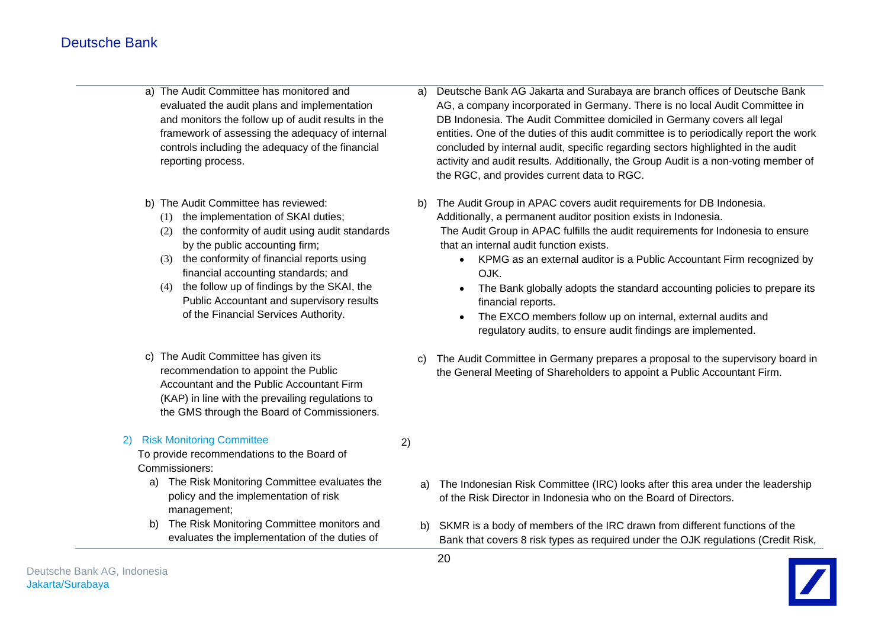| | |
|---|---|
| a) The Audit Committee has monitored and evaluated the audit plans and implementation and monitors the follow up of audit results in the framework of assessing the adequacy of internal controls including the adequacy of the financial reporting process. | a) Deutsche Bank AG Jakarta and Surabaya are branch offices of Deutsche Bank AG, a company incorporated in Germany. There is no local Audit Committee in DB Indonesia. The Audit Committee domiciled in Germany covers all legal entities. One of the duties of this audit committee is to periodically report the work concluded by internal audit, specific regarding sectors highlighted in the audit activity and audit results. Additionally, the Group Audit is a non-voting member of the RGC, and provides current data to RGC. |
| b) The Audit Committee has reviewed:<br>(1) the implementation of SKAI duties;<br>(2) the conformity of audit using audit standards by the public accounting firm;<br>(3) the conformity of financial reports using financial accounting standards; and<br>(4) the follow up of findings by the SKAI, the Public Accountant and supervisory results of the Financial Services Authority. | b) The Audit Group in APAC covers audit requirements for DB Indonesia. Additionally, a permanent auditor position exists in Indonesia.<br>The Audit Group in APAC fulfills the audit requirements for Indonesia to ensure that an internal audit function exists.<br>• KPMG as an external auditor is a Public Accountant Firm recognized by OJK.<br>• The Bank globally adopts the standard accounting policies to prepare its financial reports.<br>• The EXCO members follow up on internal, external audits and regulatory audits, to ensure audit findings are implemented. |
| c) The Audit Committee has given its recommendation to appoint the Public Accountant and the Public Accountant Firm (KAP) in line with the prevailing regulations to the GMS through the Board of Commissioners. | c) The Audit Committee in Germany prepares a proposal to the supervisory board in the General Meeting of Shareholders to appoint a Public Accountant Firm. |
| 2) Risk Monitoring Committee<br>To provide recommendations to the Board of Commissioners: | 2) |
| a) The Risk Monitoring Committee evaluates the policy and the implementation of risk management; | a) The Indonesian Risk Committee (IRC) looks after this area under the leadership of the Risk Director in Indonesia who on the Board of Directors. |
| b) The Risk Monitoring Committee monitors and evaluates the implementation of the duties of | b) SKMR is a body of members of the IRC drawn from different functions of the Bank that covers 8 risk types as required under the OJK regulations (Credit Risk, |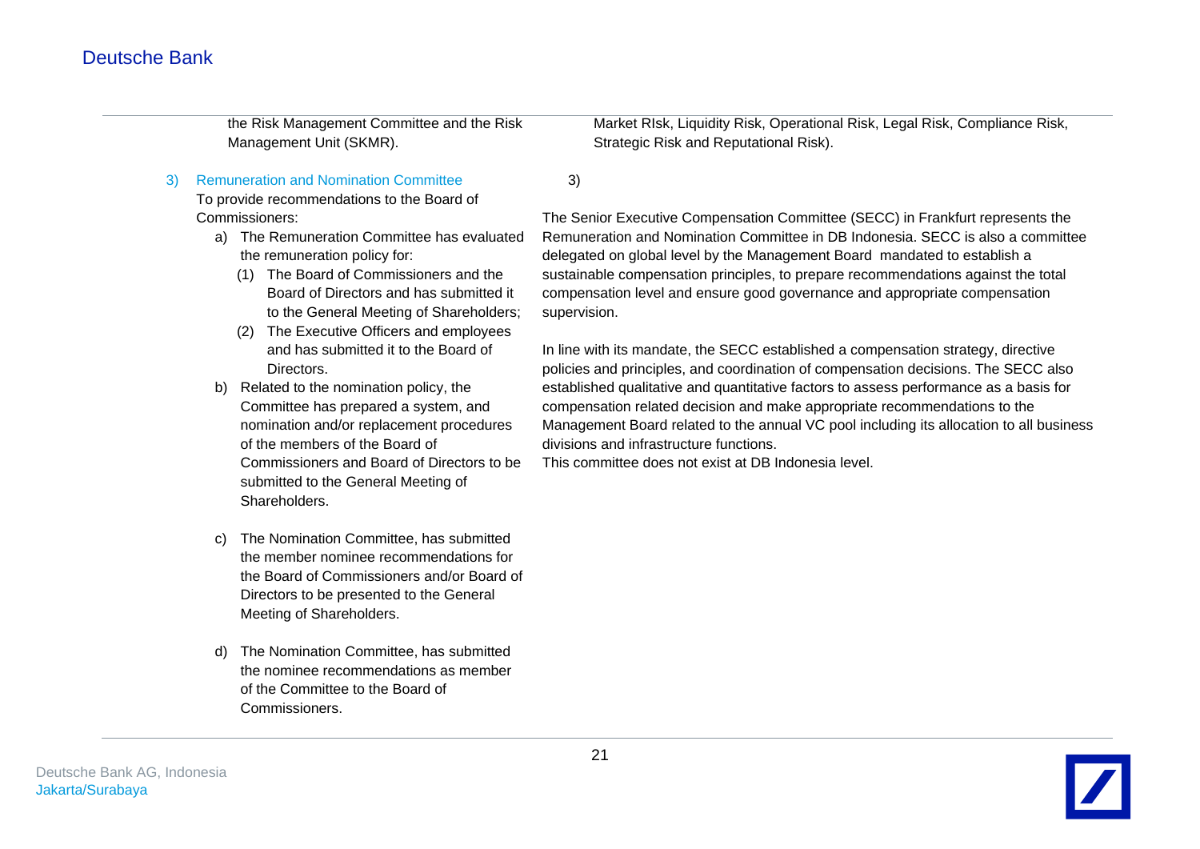the Risk Management Committee and the Risk Management Unit (SKMR).

Market RIsk, Liquidity Risk, Operational Risk, Legal Risk, Compliance Risk, Strategic Risk and Reputational Risk).

3) Remuneration and Nomination Committee

To provide recommendations to the Board of Commissioners:

a) The Remuneration Committee has evaluated the remuneration policy for:
   (1) The Board of Commissioners and the Board of Directors and has submitted it to the General Meeting of Shareholders;
   (2) The Executive Officers and employees and has submitted it to the Board of Directors.
b) Related to the nomination policy, the Committee has prepared a system, and nomination and/or replacement procedures of the members of the Board of Commissioners and Board of Directors to be submitted to the General Meeting of Shareholders.

c) The Nomination Committee, has submitted the member nominee recommendations for the Board of Commissioners and/or Board of Directors to be presented to the General Meeting of Shareholders.

d) The Nomination Committee, has submitted the nominee recommendations as member of the Committee to the Board of Commissioners.

3)

The Senior Executive Compensation Committee (SECC) in Frankfurt represents the Remuneration and Nomination Committee in DB Indonesia. SECC is also a committee delegated on global level by the Management Board mandated to establish a sustainable compensation principles, to prepare recommendations against the total compensation level and ensure good governance and appropriate compensation supervision.

In line with its mandate, the SECC established a compensation strategy, directive policies and principles, and coordination of compensation decisions. The SECC also established qualitative and quantitative factors to assess performance as a basis for compensation related decision and make appropriate recommendations to the Management Board related to the annual VC pool including its allocation to all business divisions and infrastructure functions.
This committee does not exist at DB Indonesia level.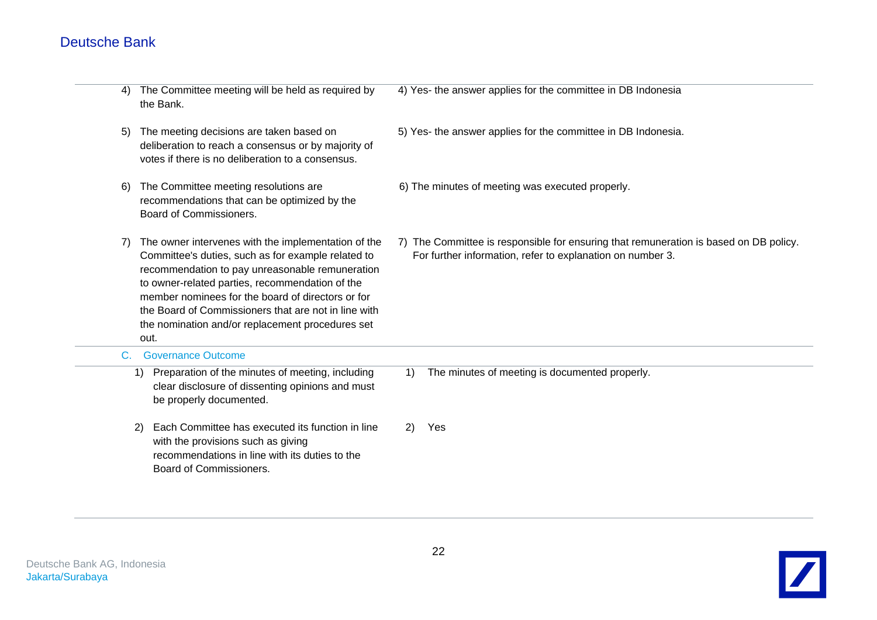| | |
|---|---|
| 4) The Committee meeting will be held as required by the Bank. | 4) Yes- the answer applies for the committee in DB Indonesia |
| 5) The meeting decisions are taken based on deliberation to reach a consensus or by majority of votes if there is no deliberation to a consensus. | 5) Yes- the answer applies for the committee in DB Indonesia. |
| 6) The Committee meeting resolutions are recommendations that can be optimized by the Board of Commissioners. | 6) The minutes of meeting was executed properly. |
| 7) The owner intervenes with the implementation of the Committee's duties, such as for example related to recommendation to pay unreasonable remuneration to owner-related parties, recommendation of the member nominees for the board of directors or for the Board of Commissioners that are not in line with the nomination and/or replacement procedures set out. | 7) The Committee is responsible for ensuring that remuneration is based on DB policy. For further information, refer to explanation on number 3. |
| **C. Governance Outcome** | |
| 1) Preparation of the minutes of meeting, including clear disclosure of dissenting opinions and must be properly documented. | 1) The minutes of meeting is documented properly. |
| 2) Each Committee has executed its function in line with the provisions such as giving recommendations in line with its duties to the Board of Commissioners. | 2) Yes |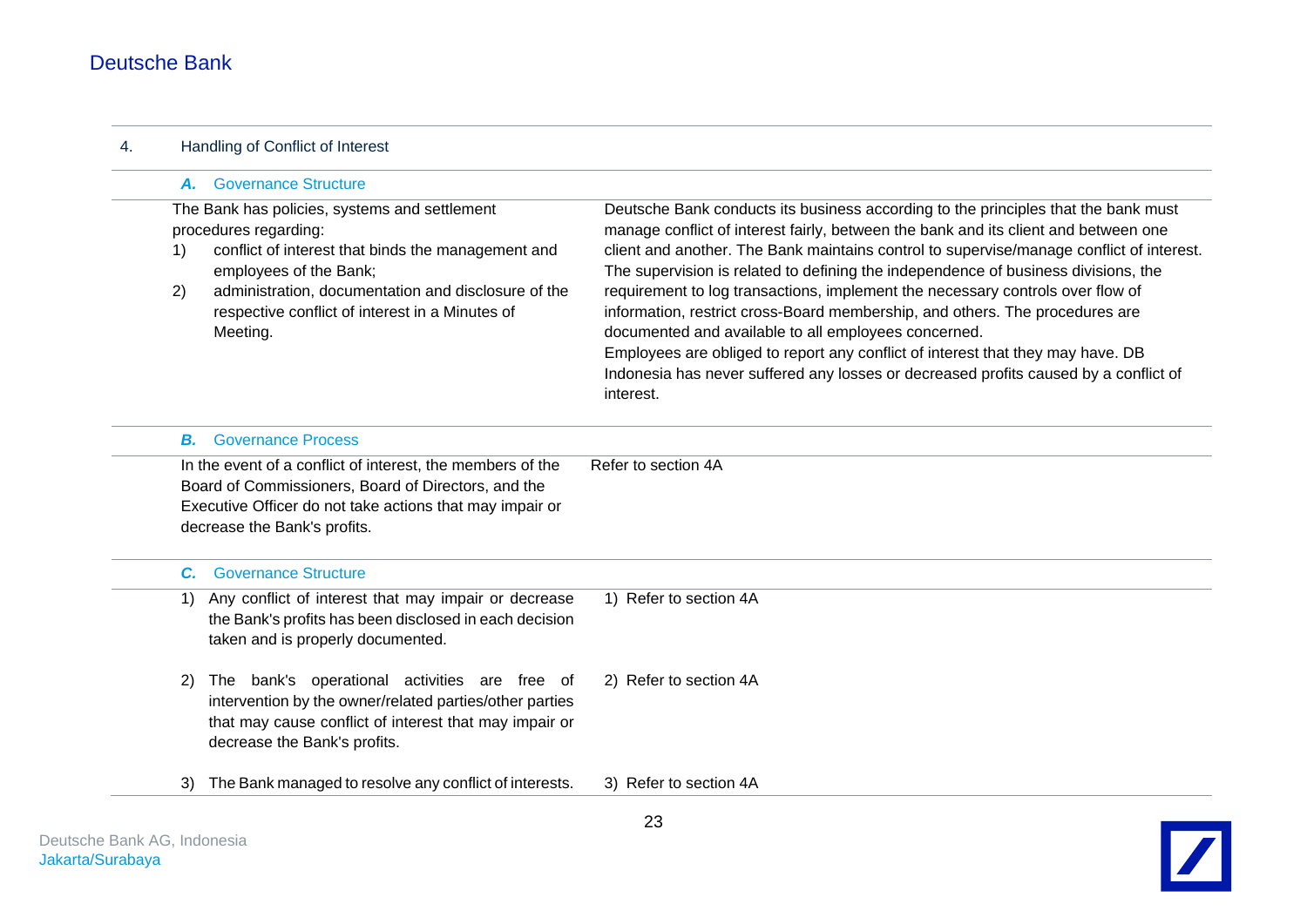## 4. Handling of Conflict of Interest

### *A.* Governance Structure

| | |
|---|---|
| The Bank has policies, systems and settlement procedures regarding:<br>1) conflict of interest that binds the management and employees of the Bank;<br>2) administration, documentation and disclosure of the respective conflict of interest in a Minutes of Meeting. | Deutsche Bank conducts its business according to the principles that the bank must manage conflict of interest fairly, between the bank and its client and between one client and another. The Bank maintains control to supervise/manage conflict of interest. The supervision is related to defining the independence of business divisions, the requirement to log transactions, implement the necessary controls over flow of information, restrict cross-Board membership, and others. The procedures are documented and available to all employees concerned.<br>Employees are obliged to report any conflict of interest that they may have. DB Indonesia has never suffered any losses or decreased profits caused by a conflict of interest. |

### *B.* Governance Process

| | |
|---|---|
| In the event of a conflict of interest, the members of the Board of Commissioners, Board of Directors, and the Executive Officer do not take actions that may impair or decrease the Bank's profits. | Refer to section 4A |

### *C.* Governance Structure

| | |
|---|---|
| 1) Any conflict of interest that may impair or decrease the Bank's profits has been disclosed in each decision taken and is properly documented. | 1) Refer to section 4A |
| 2) The bank's operational activities are free of intervention by the owner/related parties/other parties that may cause conflict of interest that may impair or decrease the Bank's profits. | 2) Refer to section 4A |
| 3) The Bank managed to resolve any conflict of interests. | 3) Refer to section 4A |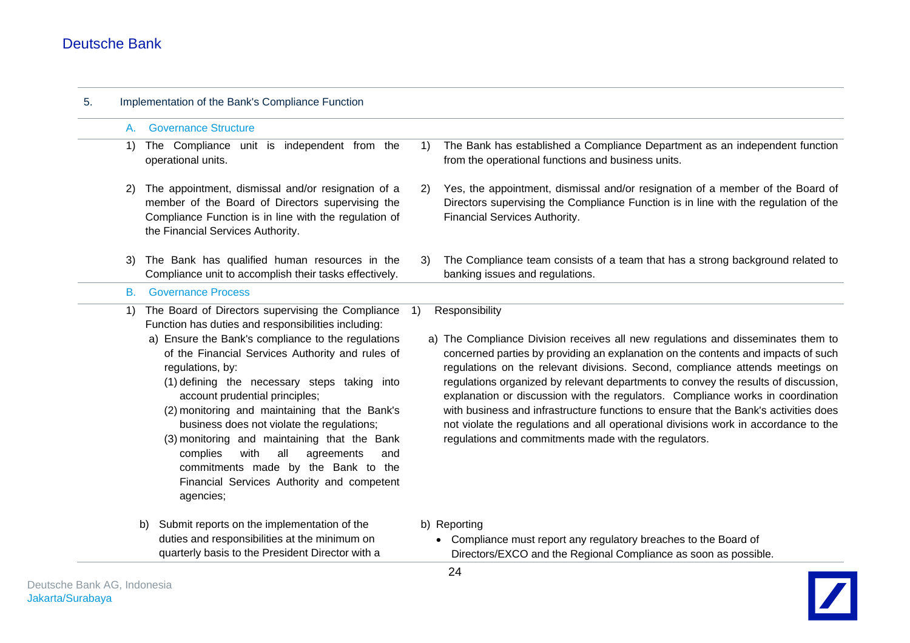## 5. Implementation of the Bank's Compliance Function

| | |
|---|---|
| **A. Governance Structure** | |
| 1) The Compliance unit is independent from the operational units. | 1) The Bank has established a Compliance Department as an independent function from the operational functions and business units. |
| 2) The appointment, dismissal and/or resignation of a member of the Board of Directors supervising the Compliance Function is in line with the regulation of the Financial Services Authority. | 2) Yes, the appointment, dismissal and/or resignation of a member of the Board of Directors supervising the Compliance Function is in line with the regulation of the Financial Services Authority. |
| 3) The Bank has qualified human resources in the Compliance unit to accomplish their tasks effectively. | 3) The Compliance team consists of a team that has a strong background related to banking issues and regulations. |
| **B. Governance Process** | |
| 1) The Board of Directors supervising the Compliance Function has duties and responsibilities including:<br>a) Ensure the Bank's compliance to the regulations of the Financial Services Authority and rules of regulations, by:<br>(1) defining the necessary steps taking into account prudential principles;<br>(2) monitoring and maintaining that the Bank's business does not violate the regulations;<br>(3) monitoring and maintaining that the Bank complies with all agreements and commitments made by the Bank to the Financial Services Authority and competent agencies; | 1) Responsibility<br>a) The Compliance Division receives all new regulations and disseminates them to concerned parties by providing an explanation on the contents and impacts of such regulations on the relevant divisions. Second, compliance attends meetings on regulations organized by relevant departments to convey the results of discussion, explanation or discussion with the regulators. Compliance works in coordination with business and infrastructure functions to ensure that the Bank's activities does not violate the regulations and all operational divisions work in accordance to the regulations and commitments made with the regulators. |
| b) Submit reports on the implementation of the duties and responsibilities at the minimum on quarterly basis to the President Director with a | b) Reporting<br>• Compliance must report any regulatory breaches to the Board of Directors/EXCO and the Regional Compliance as soon as possible. |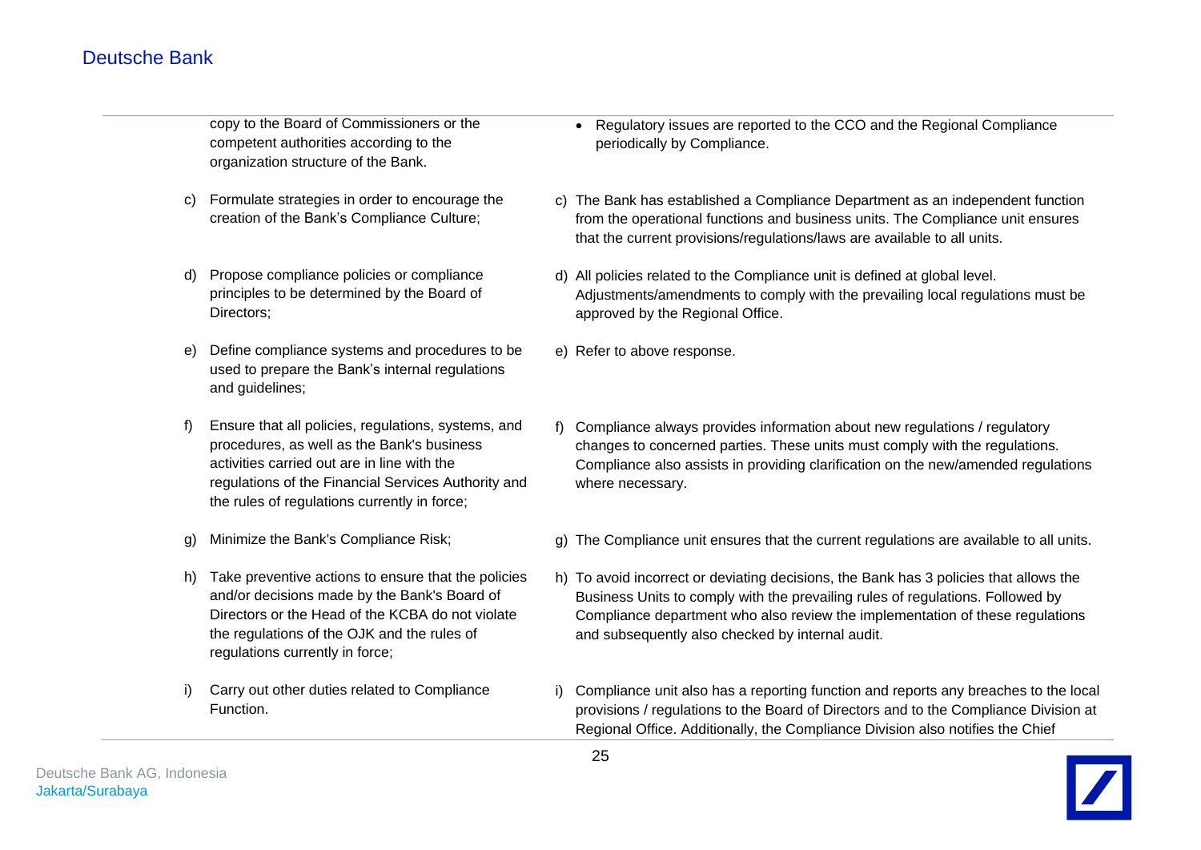| | |
|---|---|
| copy to the Board of Commissioners or the competent authorities according to the organization structure of the Bank. | • Regulatory issues are reported to the CCO and the Regional Compliance periodically by Compliance. |
| c) Formulate strategies in order to encourage the creation of the Bank's Compliance Culture; | c) The Bank has established a Compliance Department as an independent function from the operational functions and business units. The Compliance unit ensures that the current provisions/regulations/laws are available to all units. |
| d) Propose compliance policies or compliance principles to be determined by the Board of Directors; | d) All policies related to the Compliance unit is defined at global level. Adjustments/amendments to comply with the prevailing local regulations must be approved by the Regional Office. |
| e) Define compliance systems and procedures to be used to prepare the Bank's internal regulations and guidelines; | e) Refer to above response. |
| f) Ensure that all policies, regulations, systems, and procedures, as well as the Bank's business activities carried out are in line with the regulations of the Financial Services Authority and the rules of regulations currently in force; | f) Compliance always provides information about new regulations / regulatory changes to concerned parties. These units must comply with the regulations. Compliance also assists in providing clarification on the new/amended regulations where necessary. |
| g) Minimize the Bank's Compliance Risk; | g) The Compliance unit ensures that the current regulations are available to all units. |
| h) Take preventive actions to ensure that the policies and/or decisions made by the Bank's Board of Directors or the Head of the KCBA do not violate the regulations of the OJK and the rules of regulations currently in force; | h) To avoid incorrect or deviating decisions, the Bank has 3 policies that allows the Business Units to comply with the prevailing rules of regulations. Followed by Compliance department who also review the implementation of these regulations and subsequently also checked by internal audit. |
| i) Carry out other duties related to Compliance Function. | i) Compliance unit also has a reporting function and reports any breaches to the local provisions / regulations to the Board of Directors and to the Compliance Division at Regional Office. Additionally, the Compliance Division also notifies the Chief |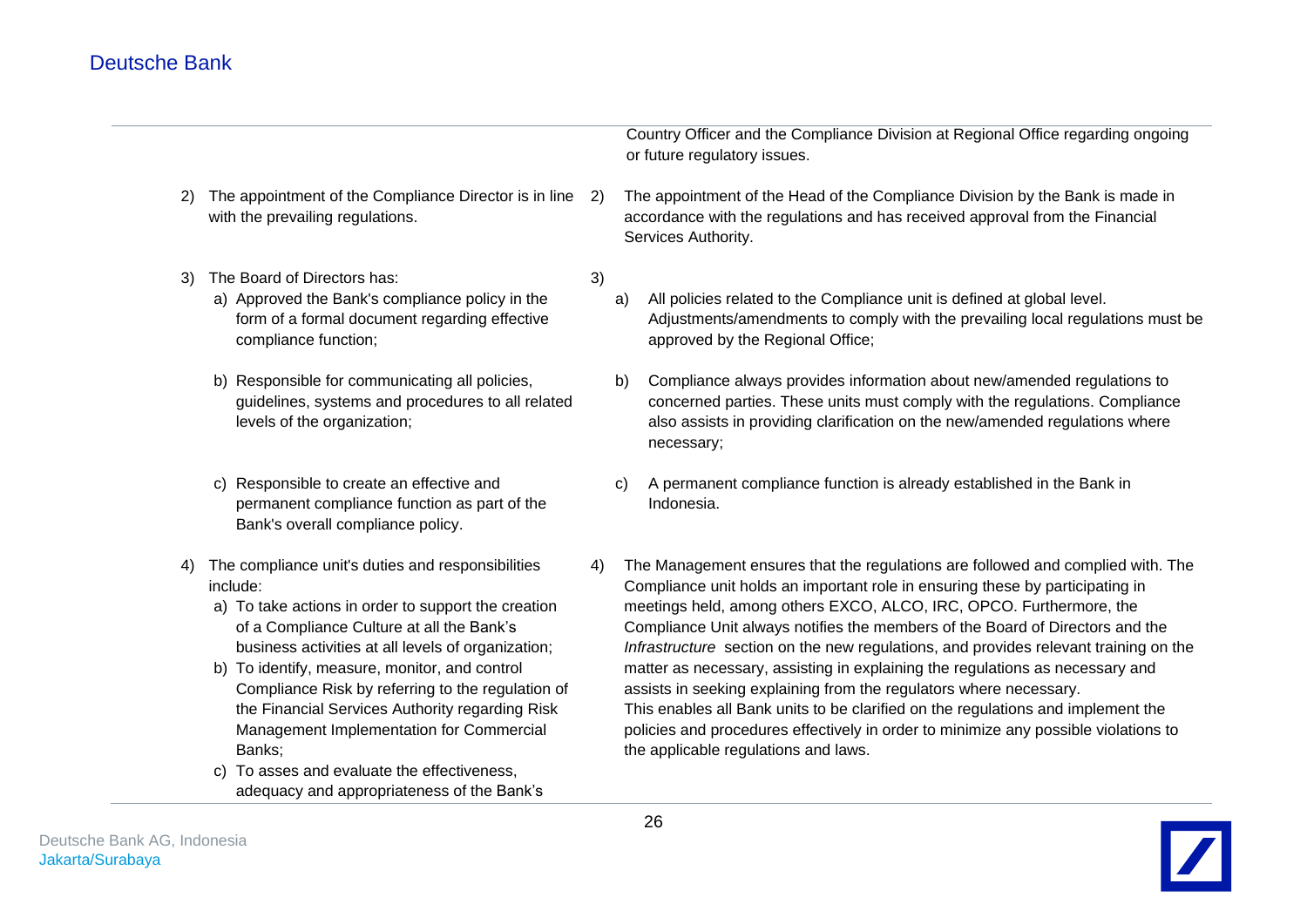| | |
|---|---|
| | Country Officer and the Compliance Division at Regional Office regarding ongoing or future regulatory issues. |
| 2) The appointment of the Compliance Director is in line with the prevailing regulations. | 2) The appointment of the Head of the Compliance Division by the Bank is made in accordance with the regulations and has received approval from the Financial Services Authority. |
| 3) The Board of Directors has:<br>a) Approved the Bank's compliance policy in the form of a formal document regarding effective compliance function; | 3)<br>a) All policies related to the Compliance unit is defined at global level. Adjustments/amendments to comply with the prevailing local regulations must be approved by the Regional Office; |
| b) Responsible for communicating all policies, guidelines, systems and procedures to all related levels of the organization; | b) Compliance always provides information about new/amended regulations to concerned parties. These units must comply with the regulations. Compliance also assists in providing clarification on the new/amended regulations where necessary; |
| c) Responsible to create an effective and permanent compliance function as part of the Bank's overall compliance policy. | c) A permanent compliance function is already established in the Bank in Indonesia. |
| 4) The compliance unit's duties and responsibilities include:<br>a) To take actions in order to support the creation of a Compliance Culture at all the Bank's business activities at all levels of organization;<br>b) To identify, measure, monitor, and control Compliance Risk by referring to the regulation of the Financial Services Authority regarding Risk Management Implementation for Commercial Banks;<br>c) To asses and evaluate the effectiveness, adequacy and appropriateness of the Bank's | 4) The Management ensures that the regulations are followed and complied with. The Compliance unit holds an important role in ensuring these by participating in meetings held, among others EXCO, ALCO, IRC, OPCO. Furthermore, the Compliance Unit always notifies the members of the Board of Directors and the *Infrastructure* section on the new regulations, and provides relevant training on the matter as necessary, assisting in explaining the regulations as necessary and assists in seeking explaining from the regulators where necessary.<br>This enables all Bank units to be clarified on the regulations and implement the policies and procedures effectively in order to minimize any possible violations to the applicable regulations and laws. |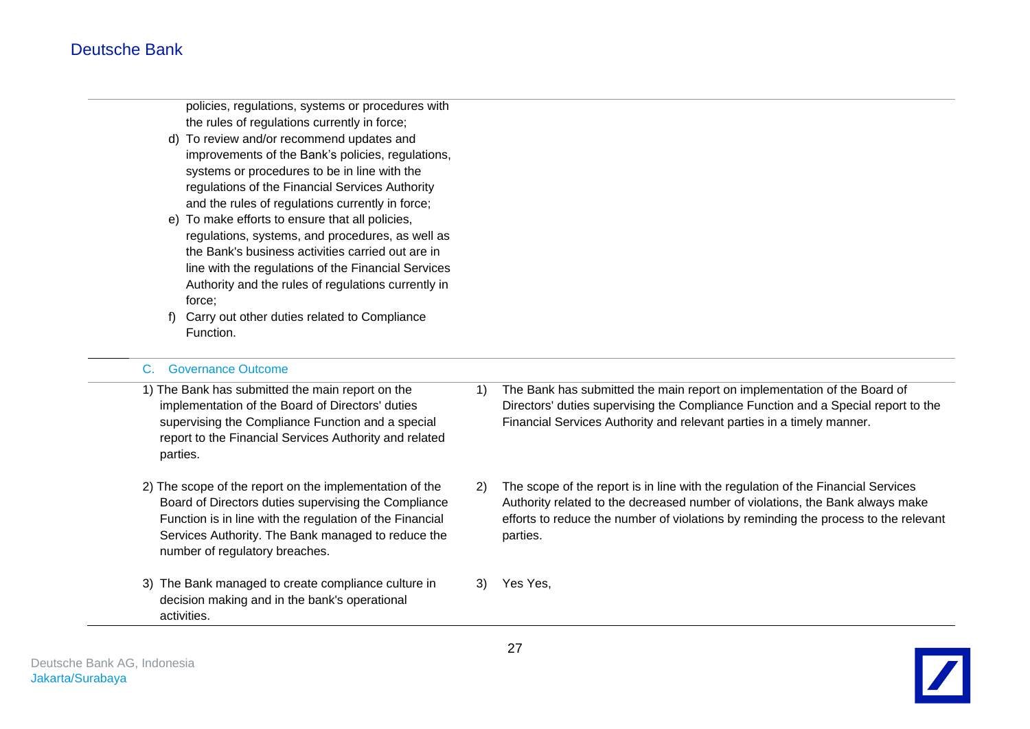| | |
|---|---|
| policies, regulations, systems or procedures with the rules of regulations currently in force;<br>d) To review and/or recommend updates and improvements of the Bank's policies, regulations, systems or procedures to be in line with the regulations of the Financial Services Authority and the rules of regulations currently in force;<br>e) To make efforts to ensure that all policies, regulations, systems, and procedures, as well as the Bank's business activities carried out are in line with the regulations of the Financial Services Authority and the rules of regulations currently in force;<br>f) Carry out other duties related to Compliance Function. | |

**C. Governance Outcome**

| | |
|---|---|
| 1) The Bank has submitted the main report on the implementation of the Board of Directors' duties supervising the Compliance Function and a special report to the Financial Services Authority and related parties. | 1) The Bank has submitted the main report on implementation of the Board of Directors' duties supervising the Compliance Function and a Special report to the Financial Services Authority and relevant parties in a timely manner. |
| 2) The scope of the report on the implementation of the Board of Directors duties supervising the Compliance Function is in line with the regulation of the Financial Services Authority. The Bank managed to reduce the number of regulatory breaches. | 2) The scope of the report is in line with the regulation of the Financial Services Authority related to the decreased number of violations, the Bank always make efforts to reduce the number of violations by reminding the process to the relevant parties. |
| 3) The Bank managed to create compliance culture in decision making and in the bank's operational activities. | 3) Yes Yes, |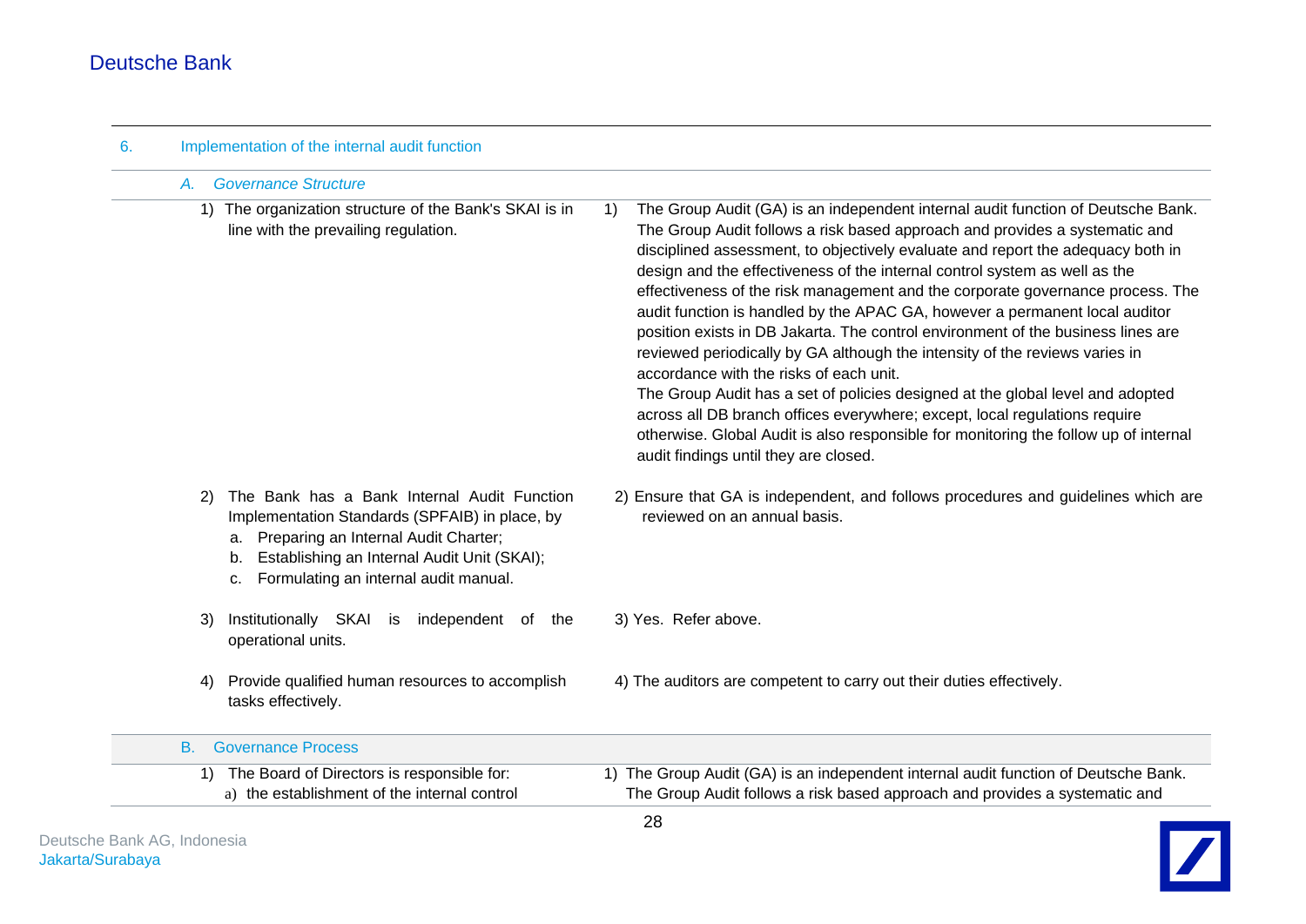## 6. Implementation of the internal audit function

### *A. Governance Structure*

| | |
|---|---|
| 1) The organization structure of the Bank's SKAI is in line with the prevailing regulation. | 1) The Group Audit (GA) is an independent internal audit function of Deutsche Bank. The Group Audit follows a risk based approach and provides a systematic and disciplined assessment, to objectively evaluate and report the adequacy both in design and the effectiveness of the internal control system as well as the effectiveness of the risk management and the corporate governance process. The audit function is handled by the APAC GA, however a permanent local auditor position exists in DB Jakarta. The control environment of the business lines are reviewed periodically by GA although the intensity of the reviews varies in accordance with the risks of each unit.<br>The Group Audit has a set of policies designed at the global level and adopted across all DB branch offices everywhere; except, local regulations require otherwise. Global Audit is also responsible for monitoring the follow up of internal audit findings until they are closed. |
| 2) The Bank has a Bank Internal Audit Function Implementation Standards (SPFAIB) in place, by<br>a. Preparing an Internal Audit Charter;<br>b. Establishing an Internal Audit Unit (SKAI);<br>c. Formulating an internal audit manual. | 2) Ensure that GA is independent, and follows procedures and guidelines which are reviewed on an annual basis. |
| 3) Institutionally SKAI is independent of the operational units. | 3) Yes. Refer above. |
| 4) Provide qualified human resources to accomplish tasks effectively. | 4) The auditors are competent to carry out their duties effectively. |

### B. Governance Process

| | |
|---|---|
| 1) The Board of Directors is responsible for:<br>a) the establishment of the internal control | 1) The Group Audit (GA) is an independent internal audit function of Deutsche Bank. The Group Audit follows a risk based approach and provides a systematic and |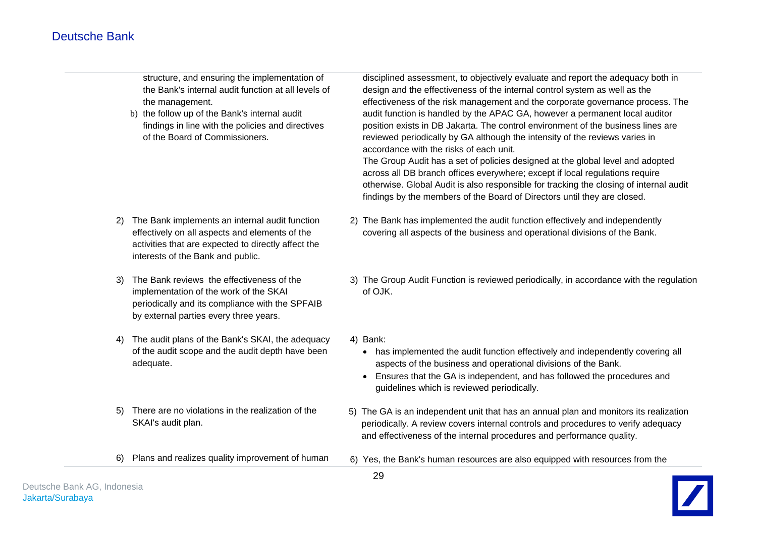| | |
|---|---|
| structure, and ensuring the implementation of the Bank's internal audit function at all levels of the management.<br>b) the follow up of the Bank's internal audit findings in line with the policies and directives of the Board of Commissioners. | disciplined assessment, to objectively evaluate and report the adequacy both in design and the effectiveness of the internal control system as well as the effectiveness of the risk management and the corporate governance process. The audit function is handled by the APAC GA, however a permanent local auditor position exists in DB Jakarta. The control environment of the business lines are reviewed periodically by GA although the intensity of the reviews varies in accordance with the risks of each unit.<br>The Group Audit has a set of policies designed at the global level and adopted across all DB branch offices everywhere; except if local regulations require otherwise. Global Audit is also responsible for tracking the closing of internal audit findings by the members of the Board of Directors until they are closed. |
| 2) The Bank implements an internal audit function effectively on all aspects and elements of the activities that are expected to directly affect the interests of the Bank and public. | 2) The Bank has implemented the audit function effectively and independently covering all aspects of the business and operational divisions of the Bank. |
| 3) The Bank reviews the effectiveness of the implementation of the work of the SKAI periodically and its compliance with the SPFAIB by external parties every three years. | 3) The Group Audit Function is reviewed periodically, in accordance with the regulation of OJK. |
| 4) The audit plans of the Bank's SKAI, the adequacy of the audit scope and the audit depth have been adequate. | 4) Bank:<br>• has implemented the audit function effectively and independently covering all aspects of the business and operational divisions of the Bank.<br>• Ensures that the GA is independent, and has followed the procedures and guidelines which is reviewed periodically. |
| 5) There are no violations in the realization of the SKAI's audit plan. | 5) The GA is an independent unit that has an annual plan and monitors its realization periodically. A review covers internal controls and procedures to verify adequacy and effectiveness of the internal procedures and performance quality. |
| 6) Plans and realizes quality improvement of human | 6) Yes, the Bank's human resources are also equipped with resources from the |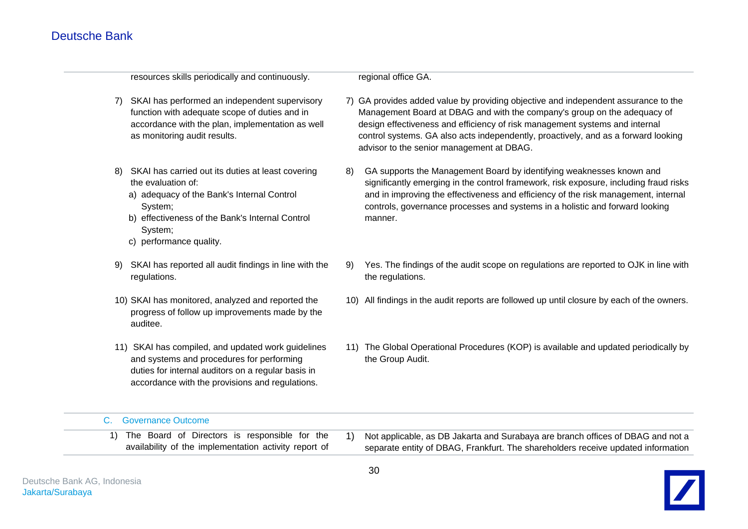| | |
|---|---|
| resources skills periodically and continuously. | regional office GA. |
| 7) SKAI has performed an independent supervisory function with adequate scope of duties and in accordance with the plan, implementation as well as monitoring audit results. | 7) GA provides added value by providing objective and independent assurance to the Management Board at DBAG and with the company's group on the adequacy of design effectiveness and efficiency of risk management systems and internal control systems. GA also acts independently, proactively, and as a forward looking advisor to the senior management at DBAG. |
| 8) SKAI has carried out its duties at least covering the evaluation of:<br>a) adequacy of the Bank's Internal Control System;<br>b) effectiveness of the Bank's Internal Control System;<br>c) performance quality. | 8) GA supports the Management Board by identifying weaknesses known and significantly emerging in the control framework, risk exposure, including fraud risks and in improving the effectiveness and efficiency of the risk management, internal controls, governance processes and systems in a holistic and forward looking manner. |
| 9) SKAI has reported all audit findings in line with the regulations. | 9) Yes. The findings of the audit scope on regulations are reported to OJK in line with the regulations. |
| 10) SKAI has monitored, analyzed and reported the progress of follow up improvements made by the auditee. | 10) All findings in the audit reports are followed up until closure by each of the owners. |
| 11) SKAI has compiled, and updated work guidelines and systems and procedures for performing duties for internal auditors on a regular basis in accordance with the provisions and regulations. | 11) The Global Operational Procedures (KOP) is available and updated periodically by the Group Audit. |

| C. Governance Outcome | |
|---|---|
| 1) The Board of Directors is responsible for the availability of the implementation activity report of | 1) Not applicable, as DB Jakarta and Surabaya are branch offices of DBAG and not a separate entity of DBAG, Frankfurt. The shareholders receive updated information |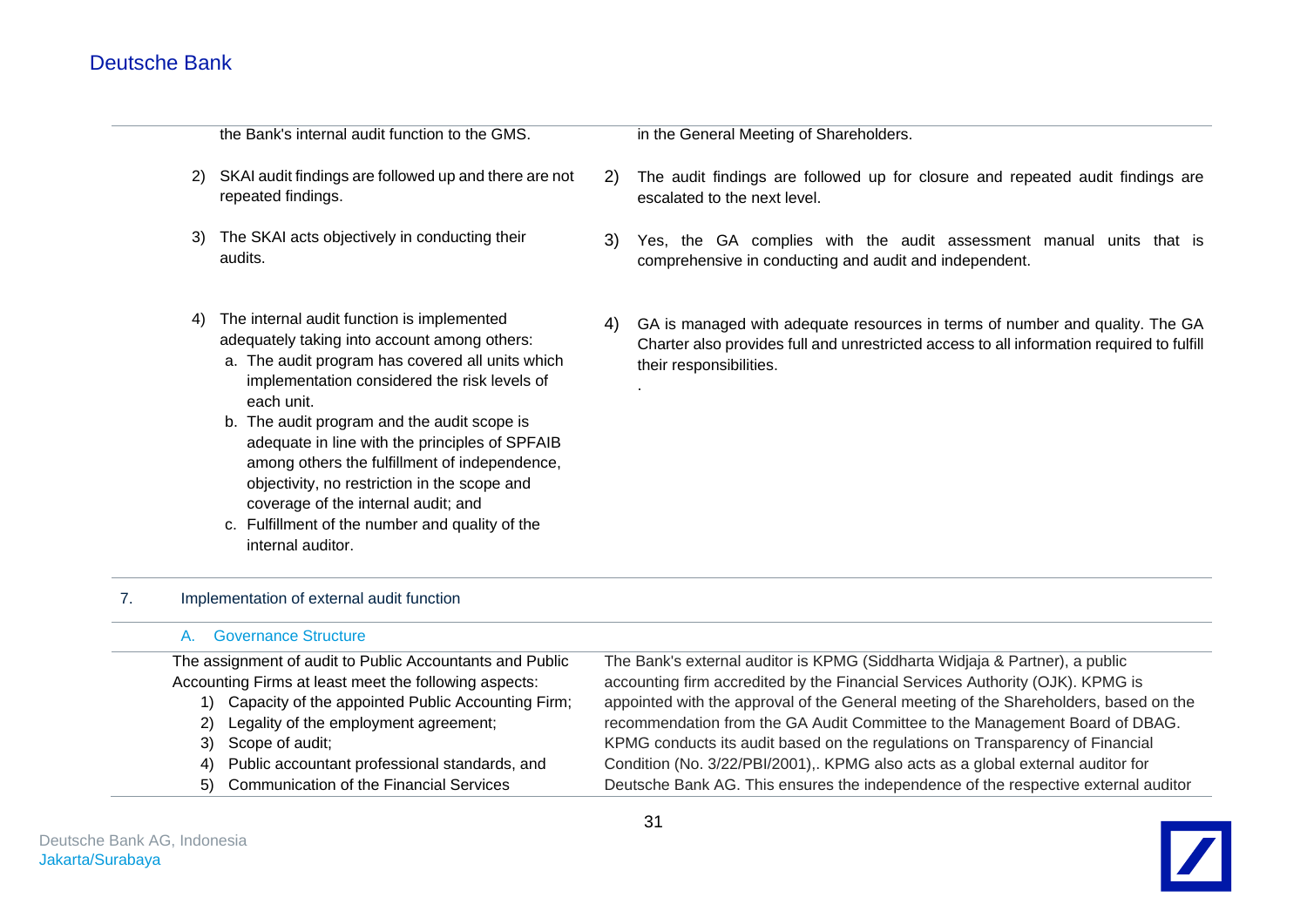| | |
|---|---|
| the Bank's internal audit function to the GMS. | in the General Meeting of Shareholders. |
| 2) SKAI audit findings are followed up and there are not repeated findings. | 2) The audit findings are followed up for closure and repeated audit findings are escalated to the next level. |
| 3) The SKAI acts objectively in conducting their audits. | 3) Yes, the GA complies with the audit assessment manual units that is comprehensive in conducting and audit and independent. |
| 4) The internal audit function is implemented adequately taking into account among others:<br>a. The audit program has covered all units which implementation considered the risk levels of each unit.<br>b. The audit program and the audit scope is adequate in line with the principles of SPFAIB among others the fulfillment of independence, objectivity, no restriction in the scope and coverage of the internal audit; and<br>c. Fulfillment of the number and quality of the internal auditor. | 4) GA is managed with adequate resources in terms of number and quality. The GA Charter also provides full and unrestricted access to all information required to fulfill their responsibilities.<br>. |

7. Implementation of external audit function

A. Governance Structure

| | |
|---|---|
| The assignment of audit to Public Accountants and Public Accounting Firms at least meet the following aspects:<br>1) Capacity of the appointed Public Accounting Firm;<br>2) Legality of the employment agreement;<br>3) Scope of audit;<br>4) Public accountant professional standards, and<br>5) Communication of the Financial Services | The Bank's external auditor is KPMG (Siddharta Widjaja & Partner), a public accounting firm accredited by the Financial Services Authority (OJK). KPMG is appointed with the approval of the General meeting of the Shareholders, based on the recommendation from the GA Audit Committee to the Management Board of DBAG. KPMG conducts its audit based on the regulations on Transparency of Financial Condition (No. 3/22/PBI/2001),. KPMG also acts as a global external auditor for Deutsche Bank AG. This ensures the independence of the respective external auditor |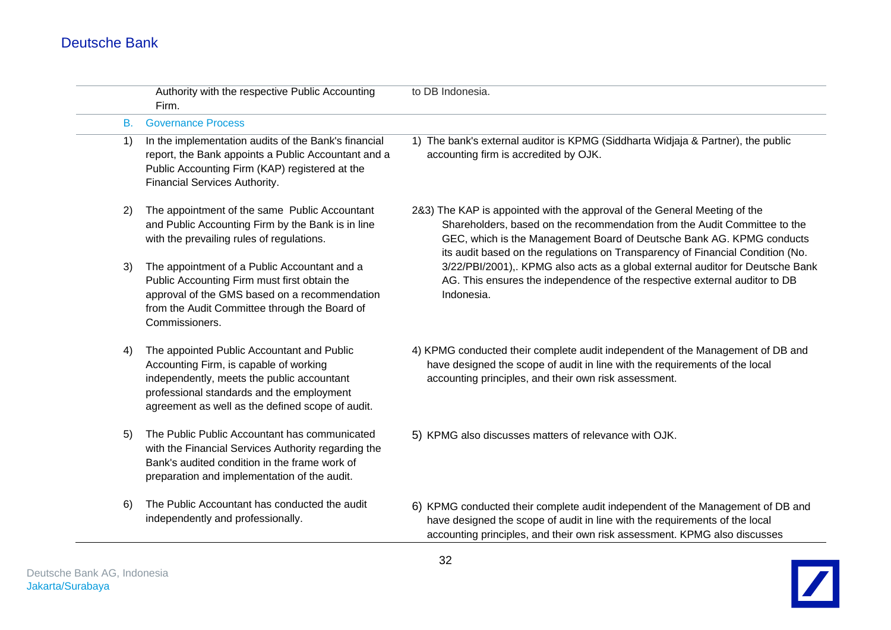| | | |
|---|---|---|
| | Authority with the respective Public Accounting Firm. | to DB Indonesia. |
| **B.** | **Governance Process** | |
| 1) | In the implementation audits of the Bank's financial report, the Bank appoints a Public Accountant and a Public Accounting Firm (KAP) registered at the Financial Services Authority. | 1) The bank's external auditor is KPMG (Siddharta Widjaja & Partner), the public accounting firm is accredited by OJK. |
| 2) | The appointment of the same Public Accountant and Public Accounting Firm by the Bank is in line with the prevailing rules of regulations. | 2&3) The KAP is appointed with the approval of the General Meeting of the Shareholders, based on the recommendation from the Audit Committee to the GEC, which is the Management Board of Deutsche Bank AG. KPMG conducts its audit based on the regulations on Transparency of Financial Condition (No. 3/22/PBI/2001),. KPMG also acts as a global external auditor for Deutsche Bank AG. This ensures the independence of the respective external auditor to DB Indonesia. |
| 3) | The appointment of a Public Accountant and a Public Accounting Firm must first obtain the approval of the GMS based on a recommendation from the Audit Committee through the Board of Commissioners. | |
| 4) | The appointed Public Accountant and Public Accounting Firm, is capable of working independently, meets the public accountant professional standards and the employment agreement as well as the defined scope of audit. | 4) KPMG conducted their complete audit independent of the Management of DB and have designed the scope of audit in line with the requirements of the local accounting principles, and their own risk assessment. |
| 5) | The Public Public Accountant has communicated with the Financial Services Authority regarding the Bank's audited condition in the frame work of preparation and implementation of the audit. | 5) KPMG also discusses matters of relevance with OJK. |
| 6) | The Public Accountant has conducted the audit independently and professionally. | 6) KPMG conducted their complete audit independent of the Management of DB and have designed the scope of audit in line with the requirements of the local accounting principles, and their own risk assessment. KPMG also discusses |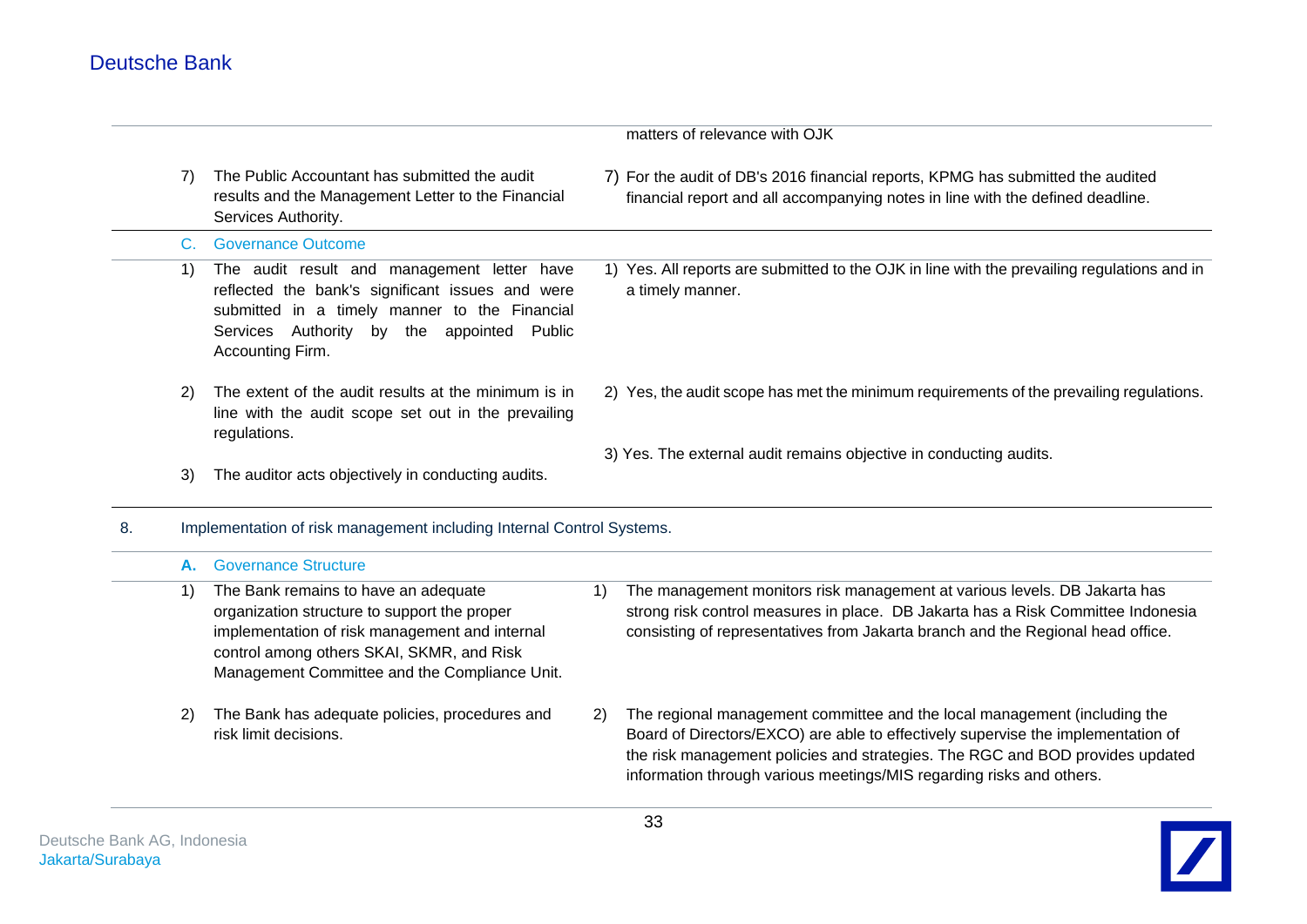| | | |
|---|---|---|
| | | matters of relevance with OJK |
| | 7) The Public Accountant has submitted the audit results and the Management Letter to the Financial Services Authority. | 7) For the audit of DB's 2016 financial reports, KPMG has submitted the audited financial report and all accompanying notes in line with the defined deadline. |
| | **C. Governance Outcome** | |
| | 1) The audit result and management letter have reflected the bank's significant issues and were submitted in a timely manner to the Financial Services Authority by the appointed Public Accounting Firm. | 1) Yes. All reports are submitted to the OJK in line with the prevailing regulations and in a timely manner. |
| | 2) The extent of the audit results at the minimum is in line with the audit scope set out in the prevailing regulations. | 2) Yes, the audit scope has met the minimum requirements of the prevailing regulations. |
| | 3) The auditor acts objectively in conducting audits. | 3) Yes. The external audit remains objective in conducting audits. |
| 8. | Implementation of risk management including Internal Control Systems. | |
| | **A. Governance Structure** | |
| | 1) The Bank remains to have an adequate organization structure to support the proper implementation of risk management and internal control among others SKAI, SKMR, and Risk Management Committee and the Compliance Unit. | 1) The management monitors risk management at various levels. DB Jakarta has strong risk control measures in place. DB Jakarta has a Risk Committee Indonesia consisting of representatives from Jakarta branch and the Regional head office. |
| | 2) The Bank has adequate policies, procedures and risk limit decisions. | 2) The regional management committee and the local management (including the Board of Directors/EXCO) are able to effectively supervise the implementation of the risk management policies and strategies. The RGC and BOD provides updated information through various meetings/MIS regarding risks and others. |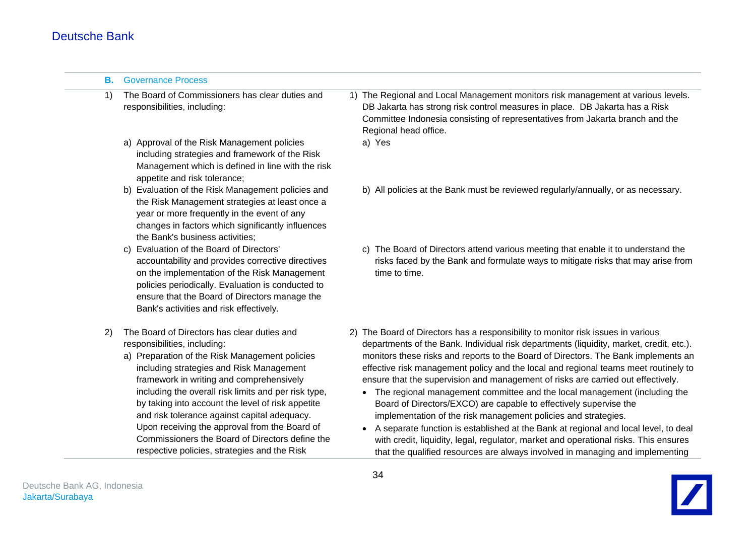## B. Governance Process

| Requirement | Implementation |
| --- | --- |
| 1) The Board of Commissioners has clear duties and responsibilities, including: | 1) The Regional and Local Management monitors risk management at various levels. DB Jakarta has strong risk control measures in place. DB Jakarta has a Risk Committee Indonesia consisting of representatives from Jakarta branch and the Regional head office. |
| a) Approval of the Risk Management policies including strategies and framework of the Risk Management which is defined in line with the risk appetite and risk tolerance; | a) Yes |
| b) Evaluation of the Risk Management policies and the Risk Management strategies at least once a year or more frequently in the event of any changes in factors which significantly influences the Bank's business activities; | b) All policies at the Bank must be reviewed regularly/annually, or as necessary. |
| c) Evaluation of the Board of Directors' accountability and provides corrective directives on the implementation of the Risk Management policies periodically. Evaluation is conducted to ensure that the Board of Directors manage the Bank's activities and risk effectively. | c) The Board of Directors attend various meeting that enable it to understand the risks faced by the Bank and formulate ways to mitigate risks that may arise from time to time. |
| 2) The Board of Directors has clear duties and responsibilities, including:<br>a) Preparation of the Risk Management policies including strategies and Risk Management framework in writing and comprehensively including the overall risk limits and per risk type, by taking into account the level of risk appetite and risk tolerance against capital adequacy. Upon receiving the approval from the Board of Commissioners the Board of Directors define the respective policies, strategies and the Risk | 2) The Board of Directors has a responsibility to monitor risk issues in various departments of the Bank. Individual risk departments (liquidity, market, credit, etc.). monitors these risks and reports to the Board of Directors. The Bank implements an effective risk management policy and the local and regional teams meet routinely to ensure that the supervision and management of risks are carried out effectively.<br>• The regional management committee and the local management (including the Board of Directors/EXCO) are capable to effectively supervise the implementation of the risk management policies and strategies.<br>• A separate function is established at the Bank at regional and local level, to deal with credit, liquidity, legal, regulator, market and operational risks. This ensures that the qualified resources are always involved in managing and implementing |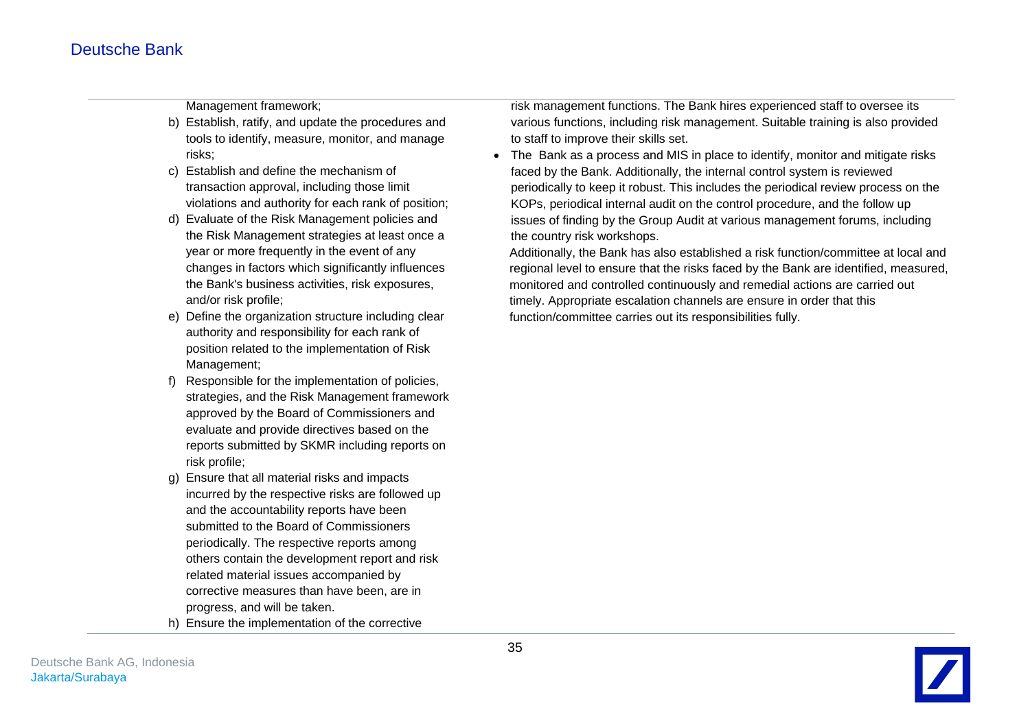Management framework;

b) Establish, ratify, and update the procedures and tools to identify, measure, monitor, and manage risks;
c) Establish and define the mechanism of transaction approval, including those limit violations and authority for each rank of position;
d) Evaluate of the Risk Management policies and the Risk Management strategies at least once a year or more frequently in the event of any changes in factors which significantly influences the Bank's business activities, risk exposures, and/or risk profile;
e) Define the organization structure including clear authority and responsibility for each rank of position related to the implementation of Risk Management;
f) Responsible for the implementation of policies, strategies, and the Risk Management framework approved by the Board of Commissioners and evaluate and provide directives based on the reports submitted by SKMR including reports on risk profile;
g) Ensure that all material risks and impacts incurred by the respective risks are followed up and the accountability reports have been submitted to the Board of Commissioners periodically. The respective reports among others contain the development report and risk related material issues accompanied by corrective measures than have been, are in progress, and will be taken.
h) Ensure the implementation of the corrective risk management functions. The Bank hires experienced staff to oversee its various functions, including risk management. Suitable training is also provided to staff to improve their skills set.

- The Bank as a process and MIS in place to identify, monitor and mitigate risks faced by the Bank. Additionally, the internal control system is reviewed periodically to keep it robust. This includes the periodical review process on the KOPs, periodical internal audit on the control procedure, and the follow up issues of finding by the Group Audit at various management forums, including the country risk workshops.

Additionally, the Bank has also established a risk function/committee at local and regional level to ensure that the risks faced by the Bank are identified, measured, monitored and controlled continuously and remedial actions are carried out timely. Appropriate escalation channels are ensure in order that this function/committee carries out its responsibilities fully.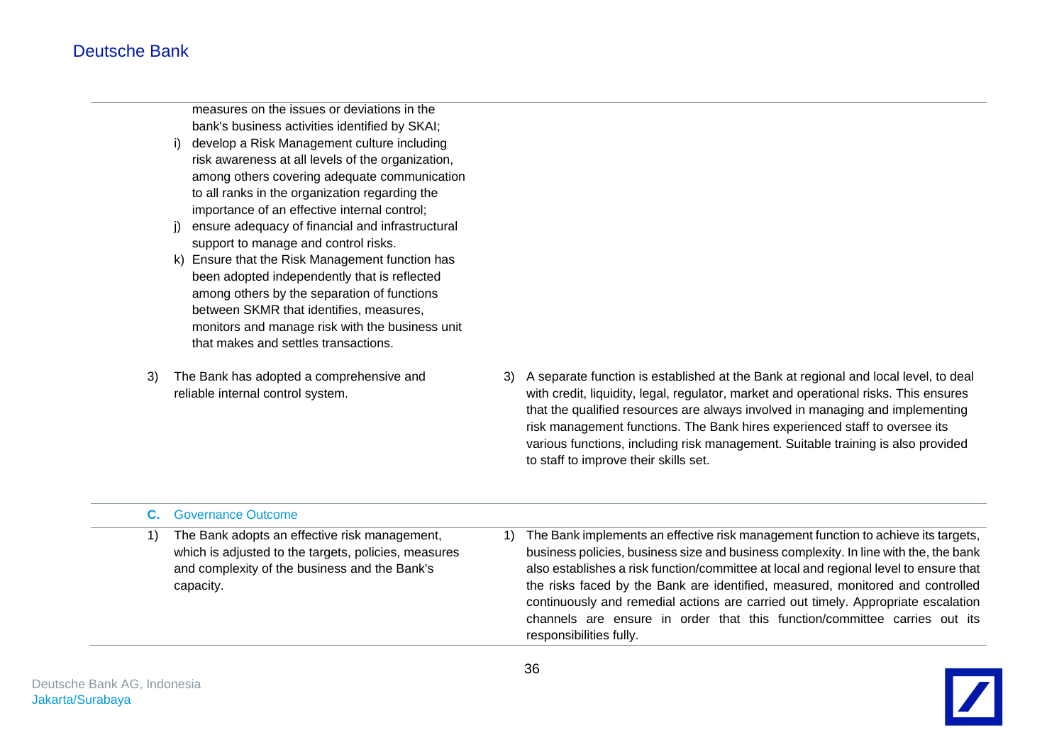| | |
|---|---|
| measures on the issues or deviations in the bank's business activities identified by SKAI;<br>i) develop a Risk Management culture including risk awareness at all levels of the organization, among others covering adequate communication to all ranks in the organization regarding the importance of an effective internal control;<br>j) ensure adequacy of financial and infrastructural support to manage and control risks.<br>k) Ensure that the Risk Management function has been adopted independently that is reflected among others by the separation of functions between SKMR that identifies, measures, monitors and manage risk with the business unit that makes and settles transactions. | |
| 3) The Bank has adopted a comprehensive and reliable internal control system. | 3) A separate function is established at the Bank at regional and local level, to deal with credit, liquidity, legal, regulator, market and operational risks. This ensures that the qualified resources are always involved in managing and implementing risk management functions. The Bank hires experienced staff to oversee its various functions, including risk management. Suitable training is also provided to staff to improve their skills set. |
| **C. Governance Outcome** | |
| 1) The Bank adopts an effective risk management, which is adjusted to the targets, policies, measures and complexity of the business and the Bank's capacity. | 1) The Bank implements an effective risk management function to achieve its targets, business policies, business size and business complexity. In line with the, the bank also establishes a risk function/committee at local and regional level to ensure that the risks faced by the Bank are identified, measured, monitored and controlled continuously and remedial actions are carried out timely. Appropriate escalation channels are ensure in order that this function/committee carries out its responsibilities fully. |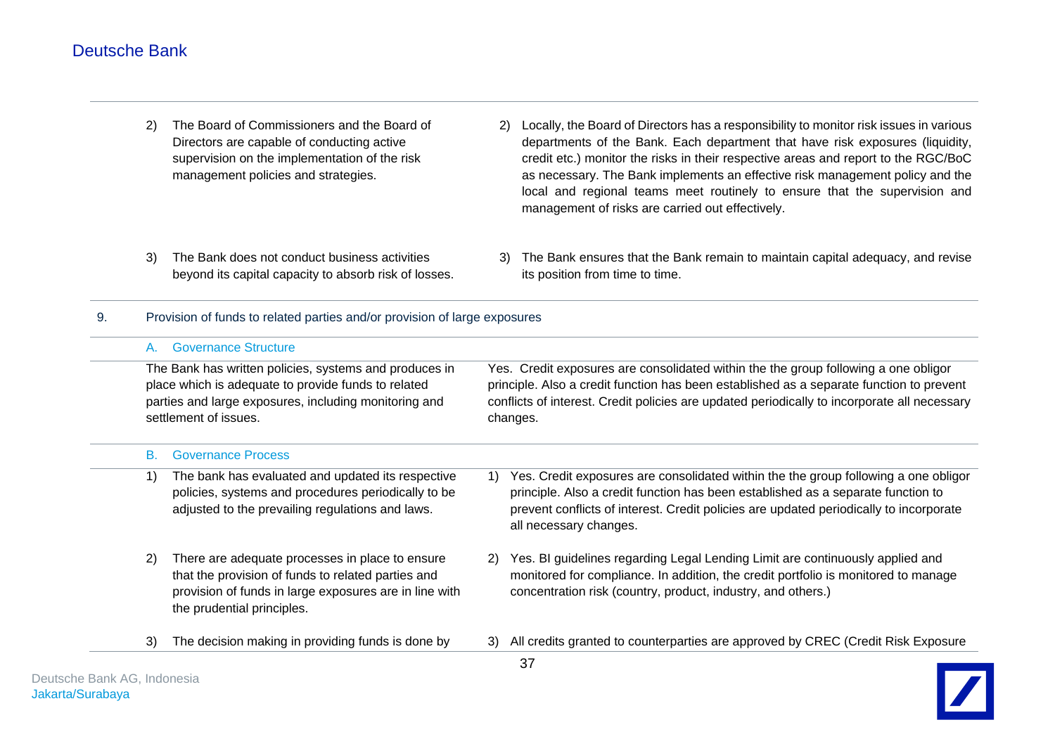| | |
|---|---|
| 2) The Board of Commissioners and the Board of Directors are capable of conducting active supervision on the implementation of the risk management policies and strategies. | 2) Locally, the Board of Directors has a responsibility to monitor risk issues in various departments of the Bank. Each department that have risk exposures (liquidity, credit etc.) monitor the risks in their respective areas and report to the RGC/BoC as necessary. The Bank implements an effective risk management policy and the local and regional teams meet routinely to ensure that the supervision and management of risks are carried out effectively. |
| 3) The Bank does not conduct business activities beyond its capital capacity to absorb risk of losses. | 3) The Bank ensures that the Bank remain to maintain capital adequacy, and revise its position from time to time. |

9. Provision of funds to related parties and/or provision of large exposures

A. Governance Structure

| | |
|---|---|
| The Bank has written policies, systems and produces in place which is adequate to provide funds to related parties and large exposures, including monitoring and settlement of issues. | Yes. Credit exposures are consolidated within the the group following a one obligor principle. Also a credit function has been established as a separate function to prevent conflicts of interest. Credit policies are updated periodically to incorporate all necessary changes. |

B. Governance Process

| | |
|---|---|
| 1) The bank has evaluated and updated its respective policies, systems and procedures periodically to be adjusted to the prevailing regulations and laws. | 1) Yes. Credit exposures are consolidated within the the group following a one obligor principle. Also a credit function has been established as a separate function to prevent conflicts of interest. Credit policies are updated periodically to incorporate all necessary changes. |
| 2) There are adequate processes in place to ensure that the provision of funds to related parties and provision of funds in large exposures are in line with the prudential principles. | 2) Yes. BI guidelines regarding Legal Lending Limit are continuously applied and monitored for compliance. In addition, the credit portfolio is monitored to manage concentration risk (country, product, industry, and others.) |
| 3) The decision making in providing funds is done by | 3) All credits granted to counterparties are approved by CREC (Credit Risk Exposure |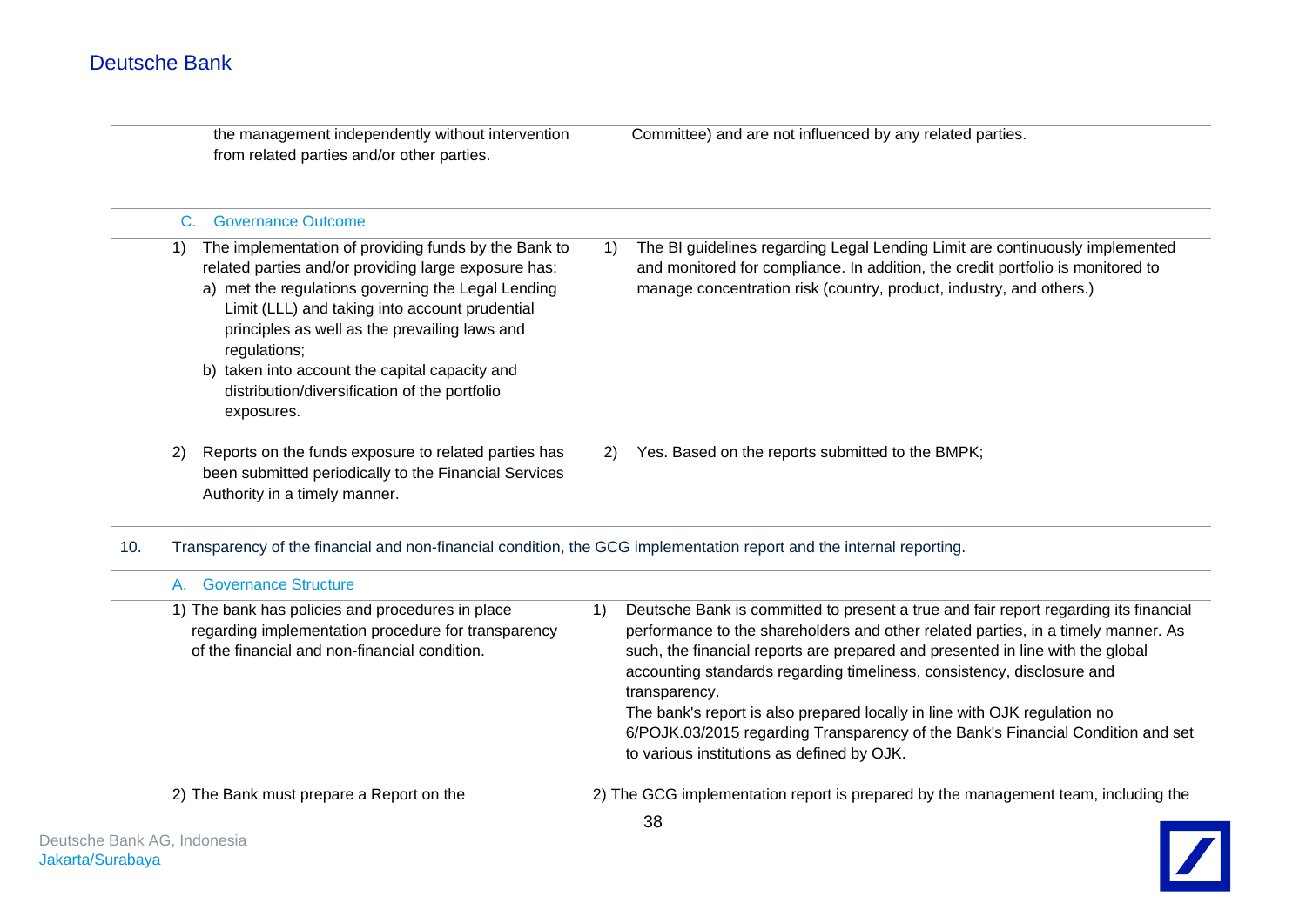| | |
|---|---|
| the management independently without intervention from related parties and/or other parties. | Committee) and are not influenced by any related parties. |

C. Governance Outcome

| | |
|---|---|
| 1) The implementation of providing funds by the Bank to related parties and/or providing large exposure has:<br>a) met the regulations governing the Legal Lending Limit (LLL) and taking into account prudential principles as well as the prevailing laws and regulations;<br>b) taken into account the capital capacity and distribution/diversification of the portfolio exposures. | 1) The BI guidelines regarding Legal Lending Limit are continuously implemented and monitored for compliance. In addition, the credit portfolio is monitored to manage concentration risk (country, product, industry, and others.) |
| 2) Reports on the funds exposure to related parties has been submitted periodically to the Financial Services Authority in a timely manner. | 2) Yes. Based on the reports submitted to the BMPK; |

10. Transparency of the financial and non-financial condition, the GCG implementation report and the internal reporting.

A. Governance Structure

| | |
|---|---|
| 1) The bank has policies and procedures in place regarding implementation procedure for transparency of the financial and non-financial condition. | 1) Deutsche Bank is committed to present a true and fair report regarding its financial performance to the shareholders and other related parties, in a timely manner. As such, the financial reports are prepared and presented in line with the global accounting standards regarding timeliness, consistency, disclosure and transparency.<br>The bank's report is also prepared locally in line with OJK regulation no 6/POJK.03/2015 regarding Transparency of the Bank's Financial Condition and set to various institutions as defined by OJK. |
| 2) The Bank must prepare a Report on the | 2) The GCG implementation report is prepared by the management team, including the |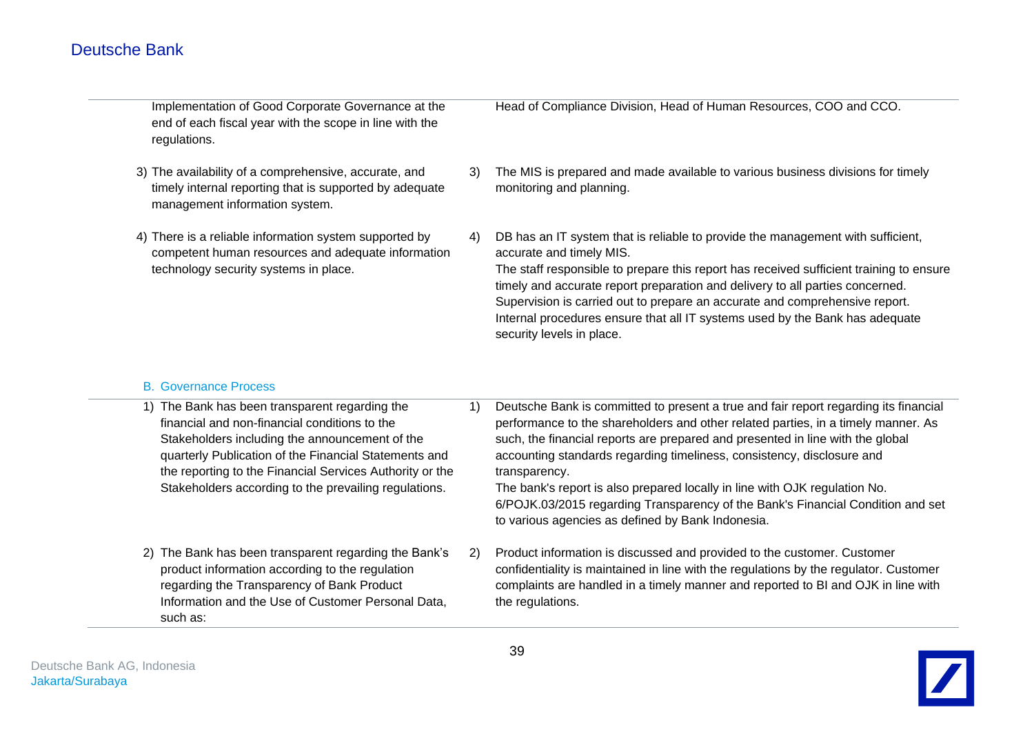| | |
|---|---|
| Implementation of Good Corporate Governance at the end of each fiscal year with the scope in line with the regulations. | Head of Compliance Division, Head of Human Resources, COO and CCO. |
| 3) The availability of a comprehensive, accurate, and timely internal reporting that is supported by adequate management information system. | 3) The MIS is prepared and made available to various business divisions for timely monitoring and planning. |
| 4) There is a reliable information system supported by competent human resources and adequate information technology security systems in place. | 4) DB has an IT system that is reliable to provide the management with sufficient, accurate and timely MIS.<br>The staff responsible to prepare this report has received sufficient training to ensure timely and accurate report preparation and delivery to all parties concerned. Supervision is carried out to prepare an accurate and comprehensive report. Internal procedures ensure that all IT systems used by the Bank has adequate security levels in place. |

B. Governance Process

| | |
|---|---|
| 1) The Bank has been transparent regarding the financial and non-financial conditions to the Stakeholders including the announcement of the quarterly Publication of the Financial Statements and the reporting to the Financial Services Authority or the Stakeholders according to the prevailing regulations. | 1) Deutsche Bank is committed to present a true and fair report regarding its financial performance to the shareholders and other related parties, in a timely manner. As such, the financial reports are prepared and presented in line with the global accounting standards regarding timeliness, consistency, disclosure and transparency.<br>The bank's report is also prepared locally in line with OJK regulation No. 6/POJK.03/2015 regarding Transparency of the Bank's Financial Condition and set to various agencies as defined by Bank Indonesia. |
| 2) The Bank has been transparent regarding the Bank's product information according to the regulation regarding the Transparency of Bank Product Information and the Use of Customer Personal Data, such as: | 2) Product information is discussed and provided to the customer. Customer confidentiality is maintained in line with the regulations by the regulator. Customer complaints are handled in a timely manner and reported to BI and OJK in line with the regulations. |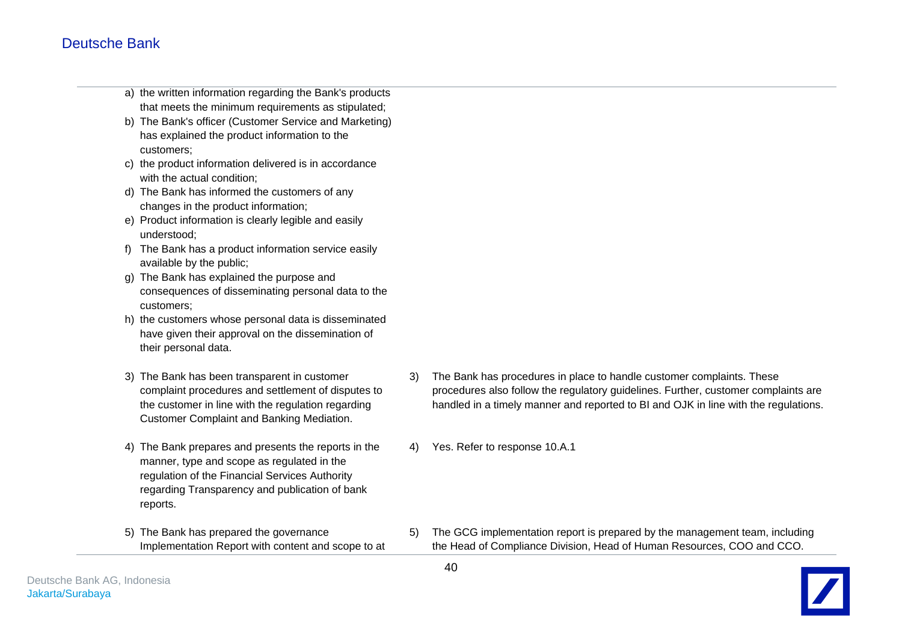| | |
|---|---|
| a) the written information regarding the Bank's products that meets the minimum requirements as stipulated;<br>b) The Bank's officer (Customer Service and Marketing) has explained the product information to the customers;<br>c) the product information delivered is in accordance with the actual condition;<br>d) The Bank has informed the customers of any changes in the product information;<br>e) Product information is clearly legible and easily understood;<br>f) The Bank has a product information service easily available by the public;<br>g) The Bank has explained the purpose and consequences of disseminating personal data to the customers;<br>h) the customers whose personal data is disseminated have given their approval on the dissemination of their personal data. | |
| 3) The Bank has been transparent in customer complaint procedures and settlement of disputes to the customer in line with the regulation regarding Customer Complaint and Banking Mediation. | 3) The Bank has procedures in place to handle customer complaints. These procedures also follow the regulatory guidelines. Further, customer complaints are handled in a timely manner and reported to BI and OJK in line with the regulations. |
| 4) The Bank prepares and presents the reports in the manner, type and scope as regulated in the regulation of the Financial Services Authority regarding Transparency and publication of bank reports. | 4) Yes. Refer to response 10.A.1 |
| 5) The Bank has prepared the governance Implementation Report with content and scope to at | 5) The GCG implementation report is prepared by the management team, including the Head of Compliance Division, Head of Human Resources, COO and CCO. |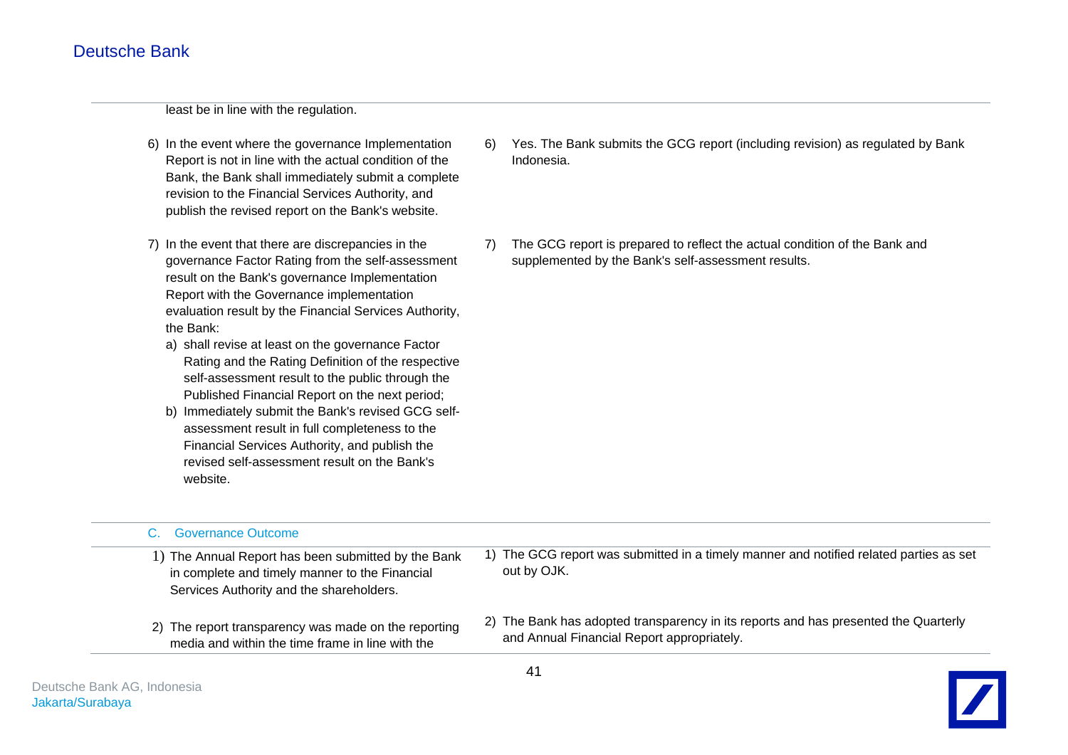least be in line with the regulation.

| | |
|---|---|
| 6) In the event where the governance Implementation Report is not in line with the actual condition of the Bank, the Bank shall immediately submit a complete revision to the Financial Services Authority, and publish the revised report on the Bank's website. | 6) Yes. The Bank submits the GCG report (including revision) as regulated by Bank Indonesia. |
| 7) In the event that there are discrepancies in the governance Factor Rating from the self-assessment result on the Bank's governance Implementation Report with the Governance implementation evaluation result by the Financial Services Authority, the Bank:<br>a) shall revise at least on the governance Factor Rating and the Rating Definition of the respective self-assessment result to the public through the Published Financial Report on the next period;<br>b) Immediately submit the Bank's revised GCG self-assessment result in full completeness to the Financial Services Authority, and publish the revised self-assessment result on the Bank's website. | 7) The GCG report is prepared to reflect the actual condition of the Bank and supplemented by the Bank's self-assessment results. |

## C. Governance Outcome

| | |
|---|---|
| 1) The Annual Report has been submitted by the Bank in complete and timely manner to the Financial Services Authority and the shareholders. | 1) The GCG report was submitted in a timely manner and notified related parties as set out by OJK. |
| 2) The report transparency was made on the reporting media and within the time frame in line with the | 2) The Bank has adopted transparency in its reports and has presented the Quarterly and Annual Financial Report appropriately. |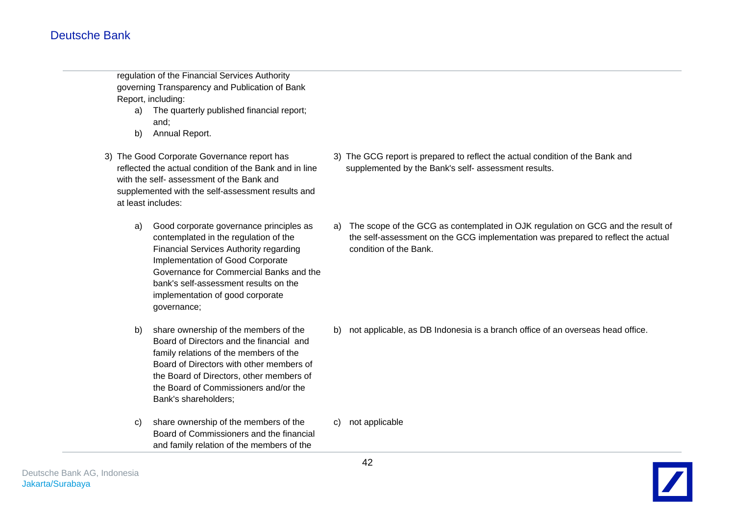| | |
|---|---|
| regulation of the Financial Services Authority governing Transparency and Publication of Bank Report, including:<br>a) The quarterly published financial report; and;<br>b) Annual Report. | |
| 3) The Good Corporate Governance report has reflected the actual condition of the Bank and in line with the self- assessment of the Bank and supplemented with the self-assessment results and at least includes: | 3) The GCG report is prepared to reflect the actual condition of the Bank and supplemented by the Bank's self- assessment results. |
| a) Good corporate governance principles as contemplated in the regulation of the Financial Services Authority regarding Implementation of Good Corporate Governance for Commercial Banks and the bank's self-assessment results on the implementation of good corporate governance; | a) The scope of the GCG as contemplated in OJK regulation on GCG and the result of the self-assessment on the GCG implementation was prepared to reflect the actual condition of the Bank. |
| b) share ownership of the members of the Board of Directors and the financial and family relations of the members of the Board of Directors with other members of the Board of Directors, other members of the Board of Commissioners and/or the Bank's shareholders; | b) not applicable, as DB Indonesia is a branch office of an overseas head office. |
| c) share ownership of the members of the Board of Commissioners and the financial and family relation of the members of the | c) not applicable |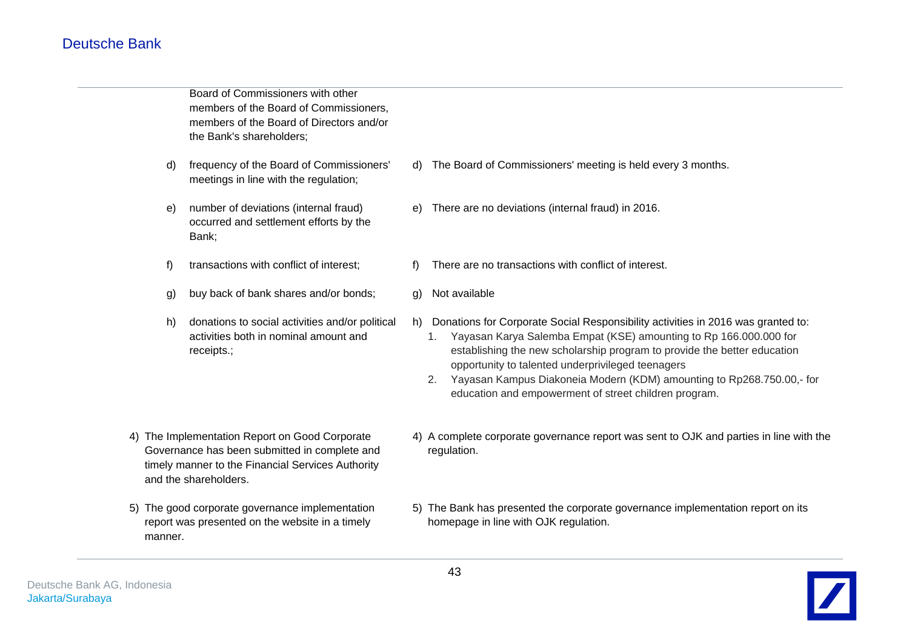| | |
|---|---|
| Board of Commissioners with other members of the Board of Commissioners, members of the Board of Directors and/or the Bank's shareholders; | |
| d) frequency of the Board of Commissioners' meetings in line with the regulation; | d) The Board of Commissioners' meeting is held every 3 months. |
| e) number of deviations (internal fraud) occurred and settlement efforts by the Bank; | e) There are no deviations (internal fraud) in 2016. |
| f) transactions with conflict of interest; | f) There are no transactions with conflict of interest. |
| g) buy back of bank shares and/or bonds; | g) Not available |
| h) donations to social activities and/or political activities both in nominal amount and receipts.; | h) Donations for Corporate Social Responsibility activities in 2016 was granted to:<br>1. Yayasan Karya Salemba Empat (KSE) amounting to Rp 166.000.000 for establishing the new scholarship program to provide the better education opportunity to talented underprivileged teenagers<br>2. Yayasan Kampus Diakoneia Modern (KDM) amounting to Rp268.750.00,- for education and empowerment of street children program. |
| 4) The Implementation Report on Good Corporate Governance has been submitted in complete and timely manner to the Financial Services Authority and the shareholders. | 4) A complete corporate governance report was sent to OJK and parties in line with the regulation. |
| 5) The good corporate governance implementation report was presented on the website in a timely manner. | 5) The Bank has presented the corporate governance implementation report on its homepage in line with OJK regulation. |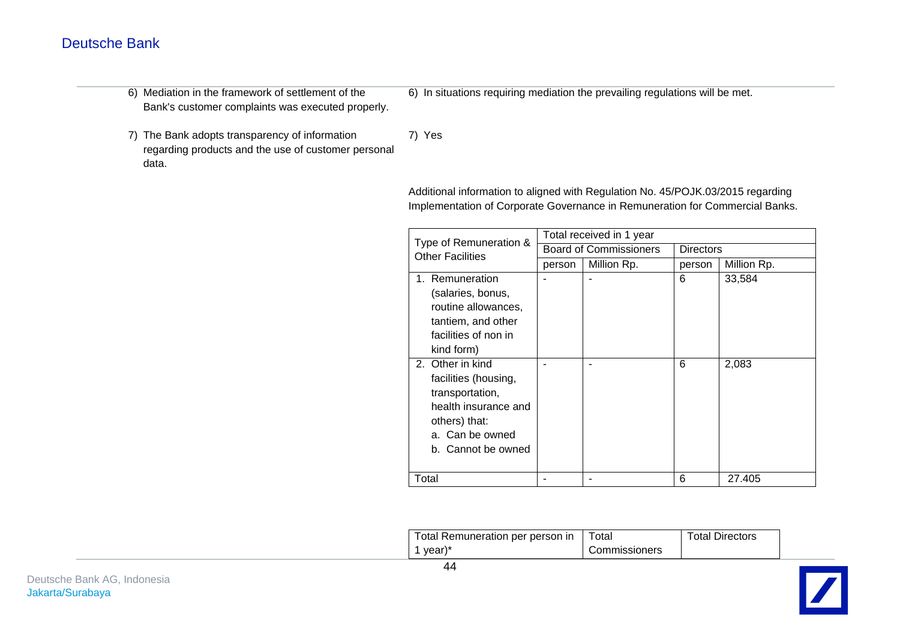Deutsche Bank

| | |
|---|---|
| 6) Mediation in the framework of settlement of the Bank's customer complaints was executed properly. | 6) In situations requiring mediation the prevailing regulations will be met. |
| 7) The Bank adopts transparency of information regarding products and the use of customer personal data. | 7) Yes |

Additional information to aligned with Regulation No. 45/POJK.03/2015 regarding Implementation of Corporate Governance in Remuneration for Commercial Banks.

| Type of Remuneration & Other Facilities | Total received in 1 year | | | |
|---|---|---|---|---|
| | Board of Commissioners | | Directors | |
| | person | Million Rp. | person | Million Rp. |
| 1. Remuneration (salaries, bonus, routine allowances, tantiem, and other facilities of non in kind form) | - | - | 6 | 33,584 |
| 2. Other in kind facilities (housing, transportation, health insurance and others) that:<br>a. Can be owned<br>b. Cannot be owned | - | - | 6 | 2,083 |
| Total | - | - | 6 | 27.405 |

| Total Remuneration per person in 1 year)* | Total Commissioners | Total Directors |
|---|---|---|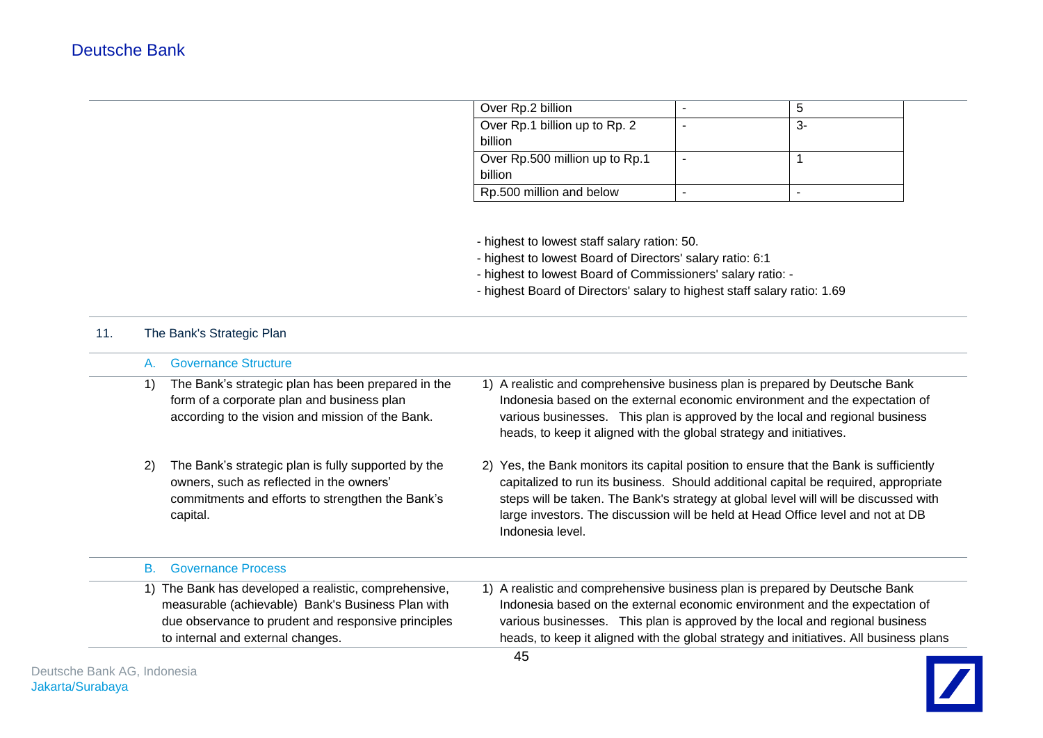| | | |
|---|---|---|
| Over Rp.2 billion | - | 5 |
| Over Rp.1 billion up to Rp. 2 billion | - | 3- |
| Over Rp.500 million up to Rp.1 billion | - | 1 |
| Rp.500 million and below | - | - |

- highest to lowest staff salary ration: 50.
- highest to lowest Board of Directors' salary ratio: 6:1
- highest to lowest Board of Commissioners' salary ratio: -
- highest Board of Directors' salary to highest staff salary ratio: 1.69

## 11. The Bank's Strategic Plan

### A. Governance Structure

1) The Bank's strategic plan has been prepared in the form of a corporate plan and business plan according to the vision and mission of the Bank.

1) A realistic and comprehensive business plan is prepared by Deutsche Bank Indonesia based on the external economic environment and the expectation of various businesses. This plan is approved by the local and regional business heads, to keep it aligned with the global strategy and initiatives.

2) The Bank's strategic plan is fully supported by the owners, such as reflected in the owners' commitments and efforts to strengthen the Bank's capital.

2) Yes, the Bank monitors its capital position to ensure that the Bank is sufficiently capitalized to run its business. Should additional capital be required, appropriate steps will be taken. The Bank's strategy at global level will will be discussed with large investors. The discussion will be held at Head Office level and not at DB Indonesia level.

### B. Governance Process

1) The Bank has developed a realistic, comprehensive, measurable (achievable) Bank's Business Plan with due observance to prudent and responsive principles to internal and external changes.

1) A realistic and comprehensive business plan is prepared by Deutsche Bank Indonesia based on the external economic environment and the expectation of various businesses. This plan is approved by the local and regional business heads, to keep it aligned with the global strategy and initiatives. All business plans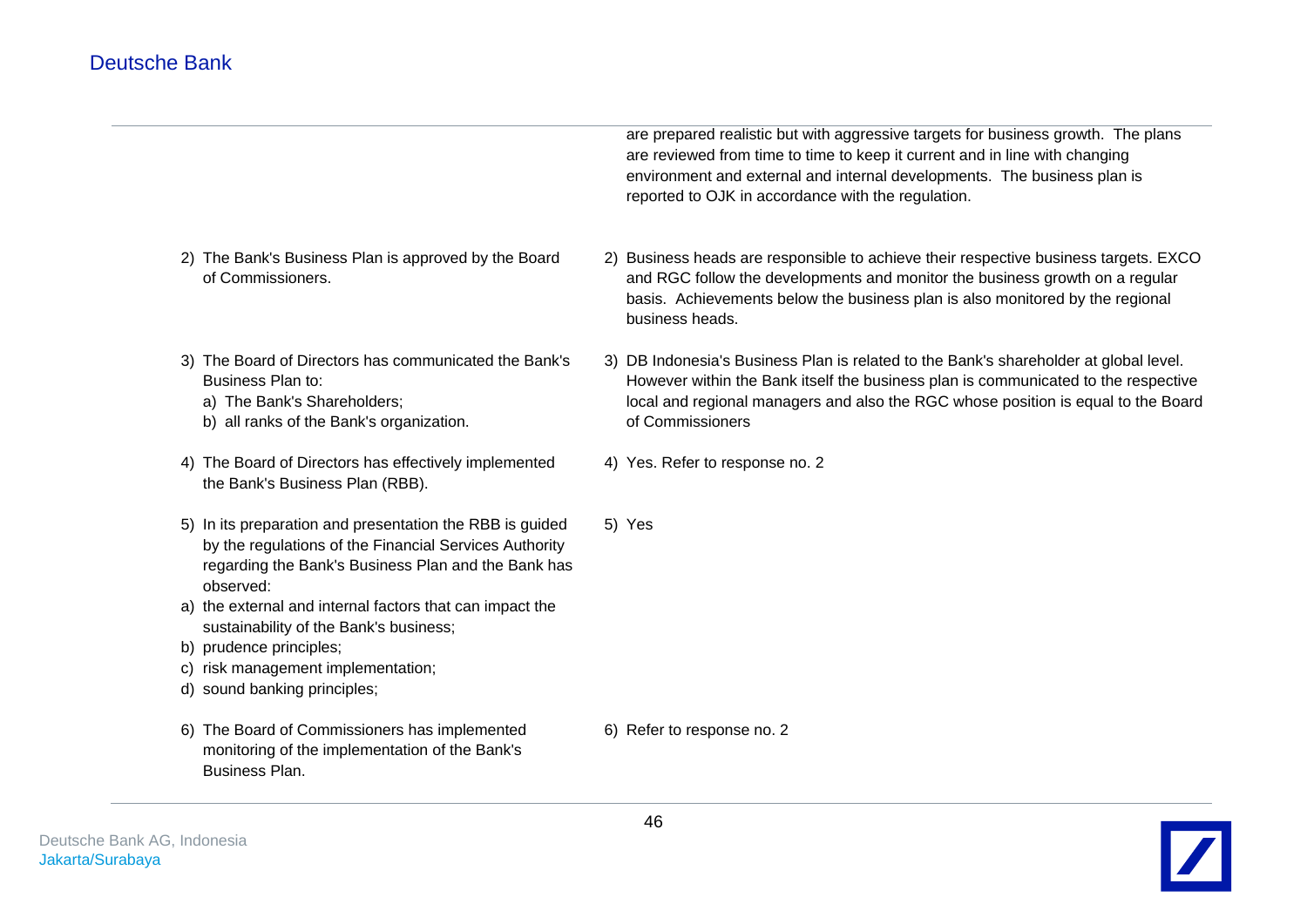| | |
|---|---|
| | are prepared realistic but with aggressive targets for business growth. The plans are reviewed from time to time to keep it current and in line with changing environment and external and internal developments. The business plan is reported to OJK in accordance with the regulation. |
| 2) The Bank's Business Plan is approved by the Board of Commissioners. | 2) Business heads are responsible to achieve their respective business targets. EXCO and RGC follow the developments and monitor the business growth on a regular basis. Achievements below the business plan is also monitored by the regional business heads. |
| 3) The Board of Directors has communicated the Bank's Business Plan to:<br>a) The Bank's Shareholders;<br>b) all ranks of the Bank's organization. | 3) DB Indonesia's Business Plan is related to the Bank's shareholder at global level. However within the Bank itself the business plan is communicated to the respective local and regional managers and also the RGC whose position is equal to the Board of Commissioners |
| 4) The Board of Directors has effectively implemented the Bank's Business Plan (RBB). | 4) Yes. Refer to response no. 2 |
| 5) In its preparation and presentation the RBB is guided by the regulations of the Financial Services Authority regarding the Bank's Business Plan and the Bank has observed:<br>a) the external and internal factors that can impact the sustainability of the Bank's business;<br>b) prudence principles;<br>c) risk management implementation;<br>d) sound banking principles; | 5) Yes |
| 6) The Board of Commissioners has implemented monitoring of the implementation of the Bank's Business Plan. | 6) Refer to response no. 2 |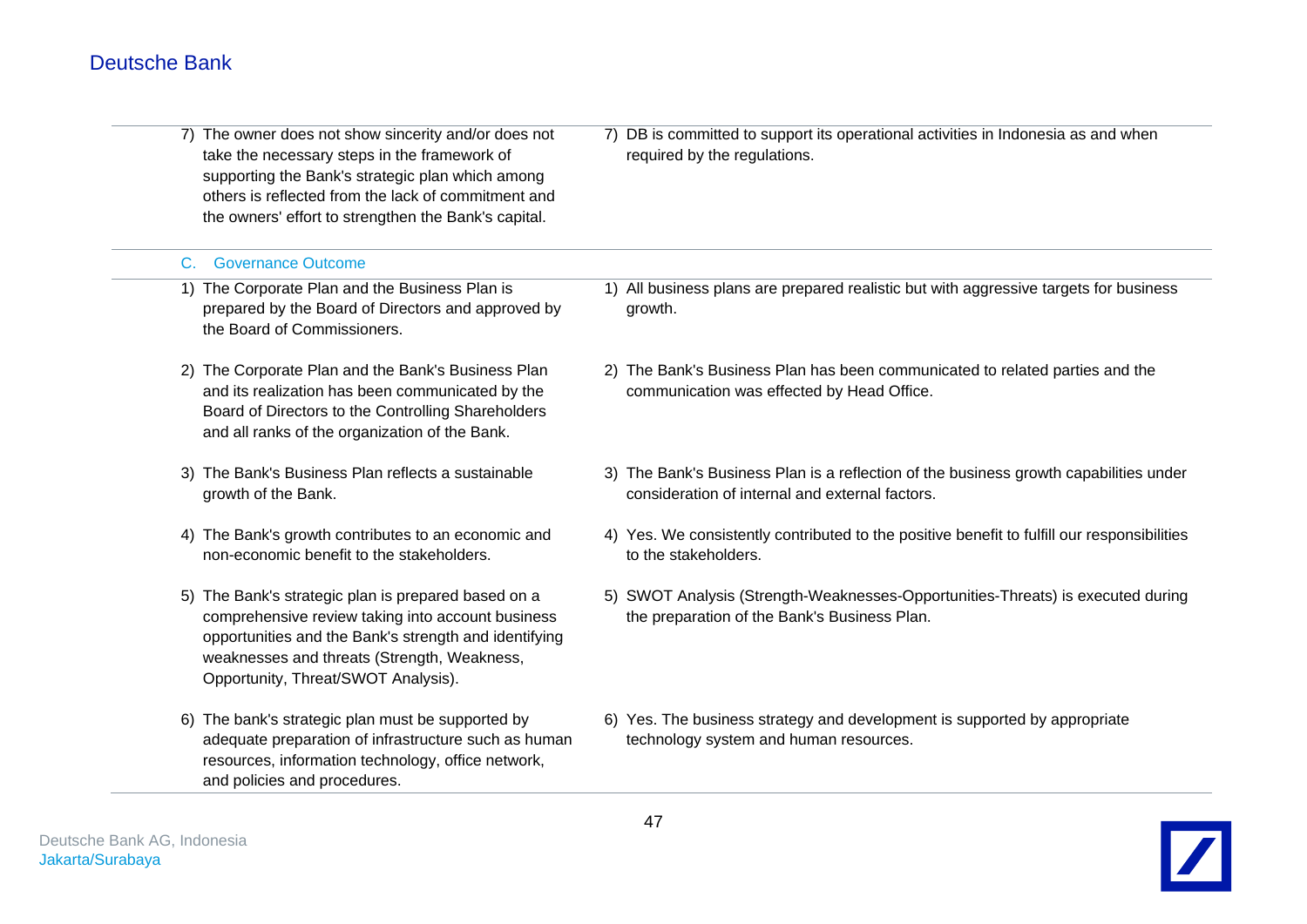| | |
|---|---|
| 7) The owner does not show sincerity and/or does not take the necessary steps in the framework of supporting the Bank's strategic plan which among others is reflected from the lack of commitment and the owners' effort to strengthen the Bank's capital. | 7) DB is committed to support its operational activities in Indonesia as and when required by the regulations. |
| **C. Governance Outcome** | |
| 1) The Corporate Plan and the Business Plan is prepared by the Board of Directors and approved by the Board of Commissioners. | 1) All business plans are prepared realistic but with aggressive targets for business growth. |
| 2) The Corporate Plan and the Bank's Business Plan and its realization has been communicated by the Board of Directors to the Controlling Shareholders and all ranks of the organization of the Bank. | 2) The Bank's Business Plan has been communicated to related parties and the communication was effected by Head Office. |
| 3) The Bank's Business Plan reflects a sustainable growth of the Bank. | 3) The Bank's Business Plan is a reflection of the business growth capabilities under consideration of internal and external factors. |
| 4) The Bank's growth contributes to an economic and non-economic benefit to the stakeholders. | 4) Yes. We consistently contributed to the positive benefit to fulfill our responsibilities to the stakeholders. |
| 5) The Bank's strategic plan is prepared based on a comprehensive review taking into account business opportunities and the Bank's strength and identifying weaknesses and threats (Strength, Weakness, Opportunity, Threat/SWOT Analysis). | 5) SWOT Analysis (Strength-Weaknesses-Opportunities-Threats) is executed during the preparation of the Bank's Business Plan. |
| 6) The bank's strategic plan must be supported by adequate preparation of infrastructure such as human resources, information technology, office network, and policies and procedures. | 6) Yes. The business strategy and development is supported by appropriate technology system and human resources. |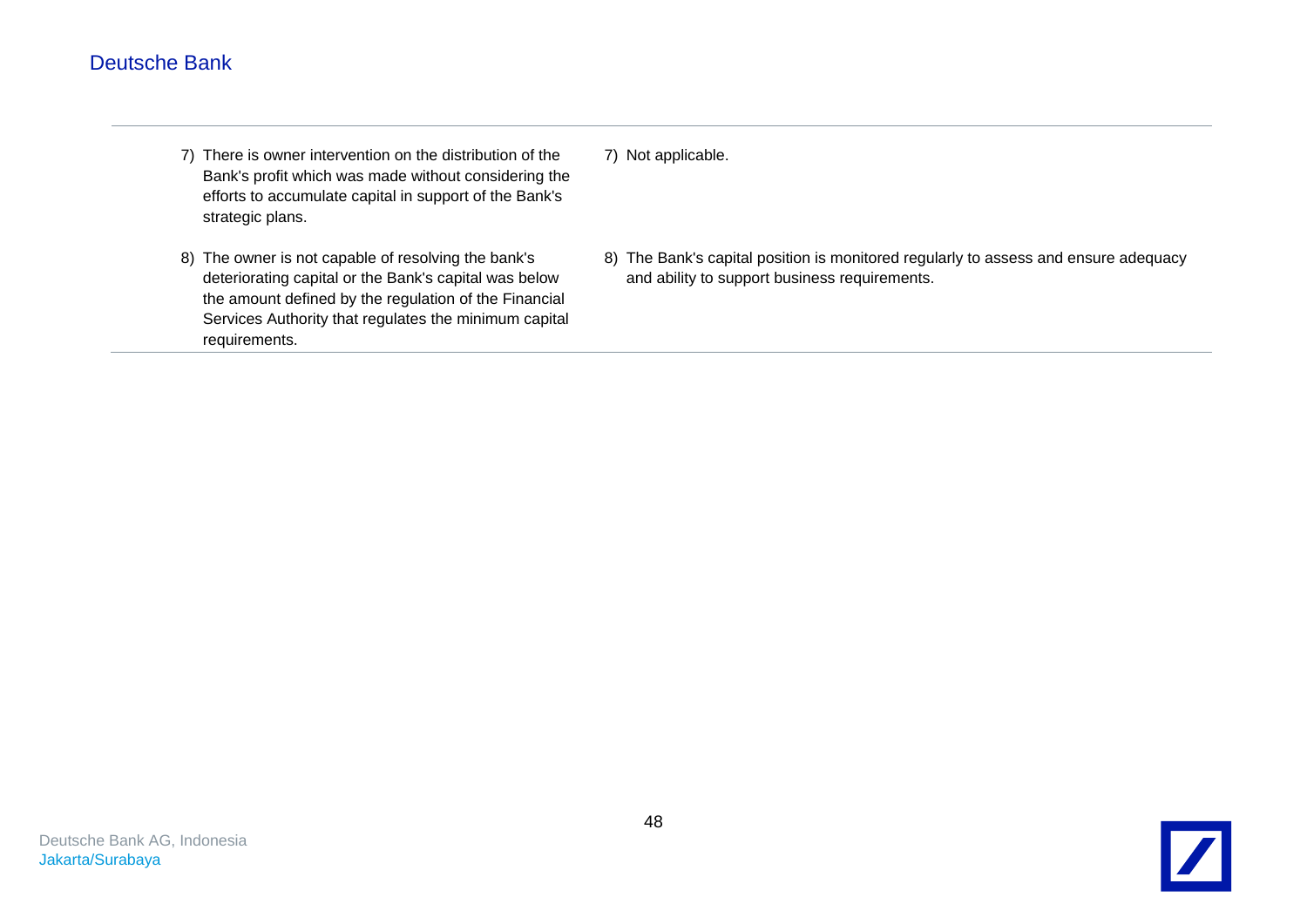| | |
|---|---|
| 7) There is owner intervention on the distribution of the Bank's profit which was made without considering the efforts to accumulate capital in support of the Bank's strategic plans. | 7) Not applicable. |
| 8) The owner is not capable of resolving the bank's deteriorating capital or the Bank's capital was below the amount defined by the regulation of the Financial Services Authority that regulates the minimum capital requirements. | 8) The Bank's capital position is monitored regularly to assess and ensure adequacy and ability to support business requirements. |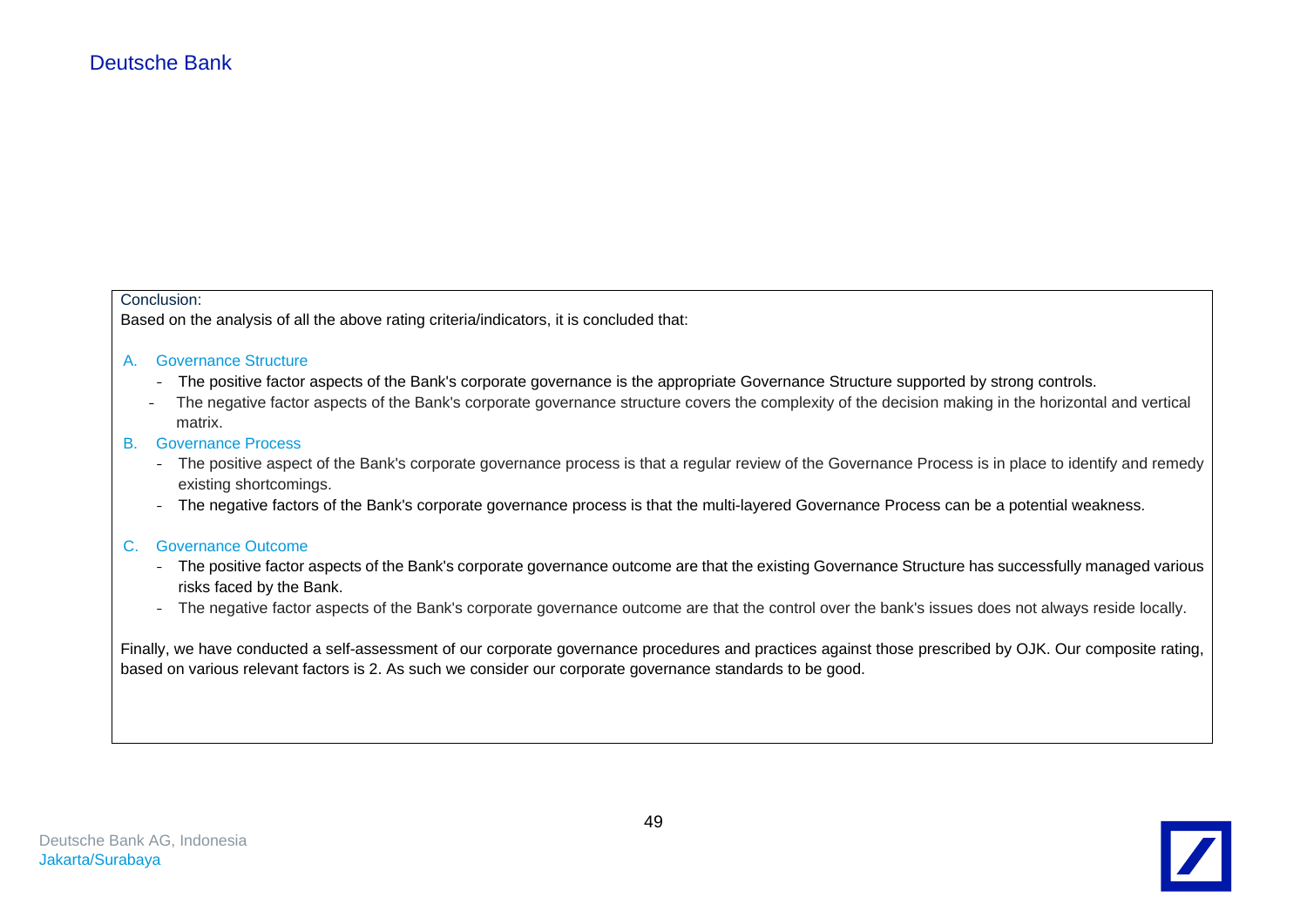Conclusion:

Based on the analysis of all the above rating criteria/indicators, it is concluded that:

A. Governance Structure
   - The positive factor aspects of the Bank's corporate governance is the appropriate Governance Structure supported by strong controls.
   - The negative factor aspects of the Bank's corporate governance structure covers the complexity of the decision making in the horizontal and vertical matrix.

B. Governance Process
   - The positive aspect of the Bank's corporate governance process is that a regular review of the Governance Process is in place to identify and remedy existing shortcomings.
   - The negative factors of the Bank's corporate governance process is that the multi-layered Governance Process can be a potential weakness.

C. Governance Outcome
   - The positive factor aspects of the Bank's corporate governance outcome are that the existing Governance Structure has successfully managed various risks faced by the Bank.
   - The negative factor aspects of the Bank's corporate governance outcome are that the control over the bank's issues does not always reside locally.

Finally, we have conducted a self-assessment of our corporate governance procedures and practices against those prescribed by OJK. Our composite rating, based on various relevant factors is 2. As such we consider our corporate governance standards to be good.